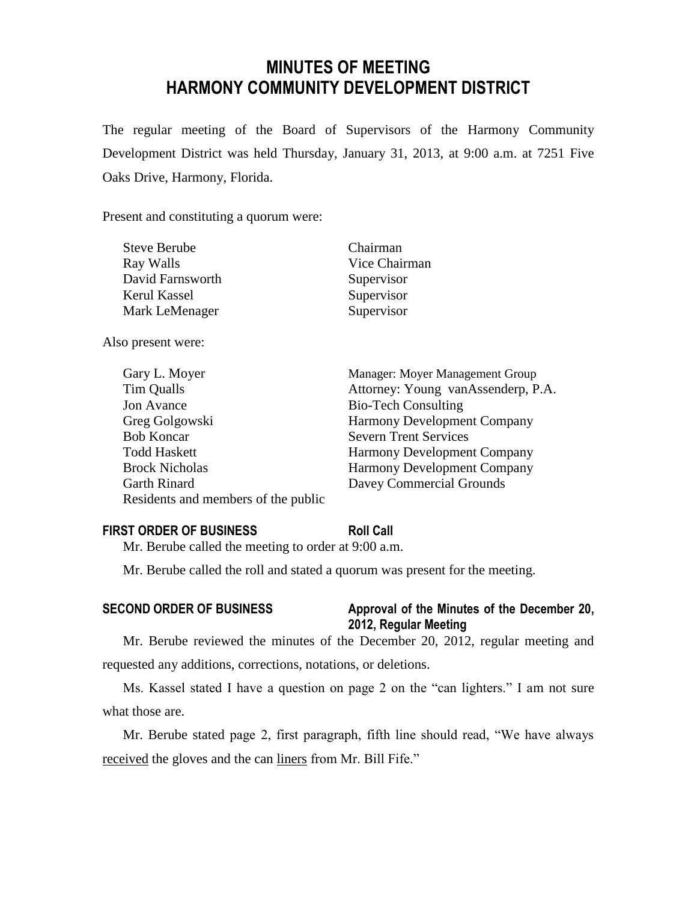# MINUTES OF MEETING
# HARMONY COMMUNITY DEVELOPMENT DISTRICT

The regular meeting of the Board of Supervisors of the Harmony Community Development District was held Thursday, January 31, 2013, at 9:00 a.m. at 7251 Five Oaks Drive, Harmony, Florida.

Present and constituting a quorum were:

| | |
|---|---|
| Steve Berube | Chairman |
| Ray Walls | Vice Chairman |
| David Farnsworth | Supervisor |
| Kerul Kassel | Supervisor |
| Mark LeMenager | Supervisor |

Also present were:

| | |
|---|---|
| Gary L. Moyer | Manager: Moyer Management Group |
| Tim Qualls | Attorney: Young vanAssenderp, P.A. |
| Jon Avance | Bio-Tech Consulting |
| Greg Golgowski | Harmony Development Company |
| Bob Koncar | Severn Trent Services |
| Todd Haskett | Harmony Development Company |
| Brock Nicholas | Harmony Development Company |
| Garth Rinard | Davey Commercial Grounds |
| Residents and members of the public | |

**FIRST ORDER OF BUSINESS** **Roll Call**

Mr. Berube called the meeting to order at 9:00 a.m.

Mr. Berube called the roll and stated a quorum was present for the meeting.

**SECOND ORDER OF BUSINESS** **Approval of the Minutes of the December 20, 2012, Regular Meeting**

Mr. Berube reviewed the minutes of the December 20, 2012, regular meeting and requested any additions, corrections, notations, or deletions.

Ms. Kassel stated I have a question on page 2 on the "can lighters." I am not sure what those are.

Mr. Berube stated page 2, first paragraph, fifth line should read, "We have always <u>received</u> the gloves and the can <u>liners</u> from Mr. Bill Fife."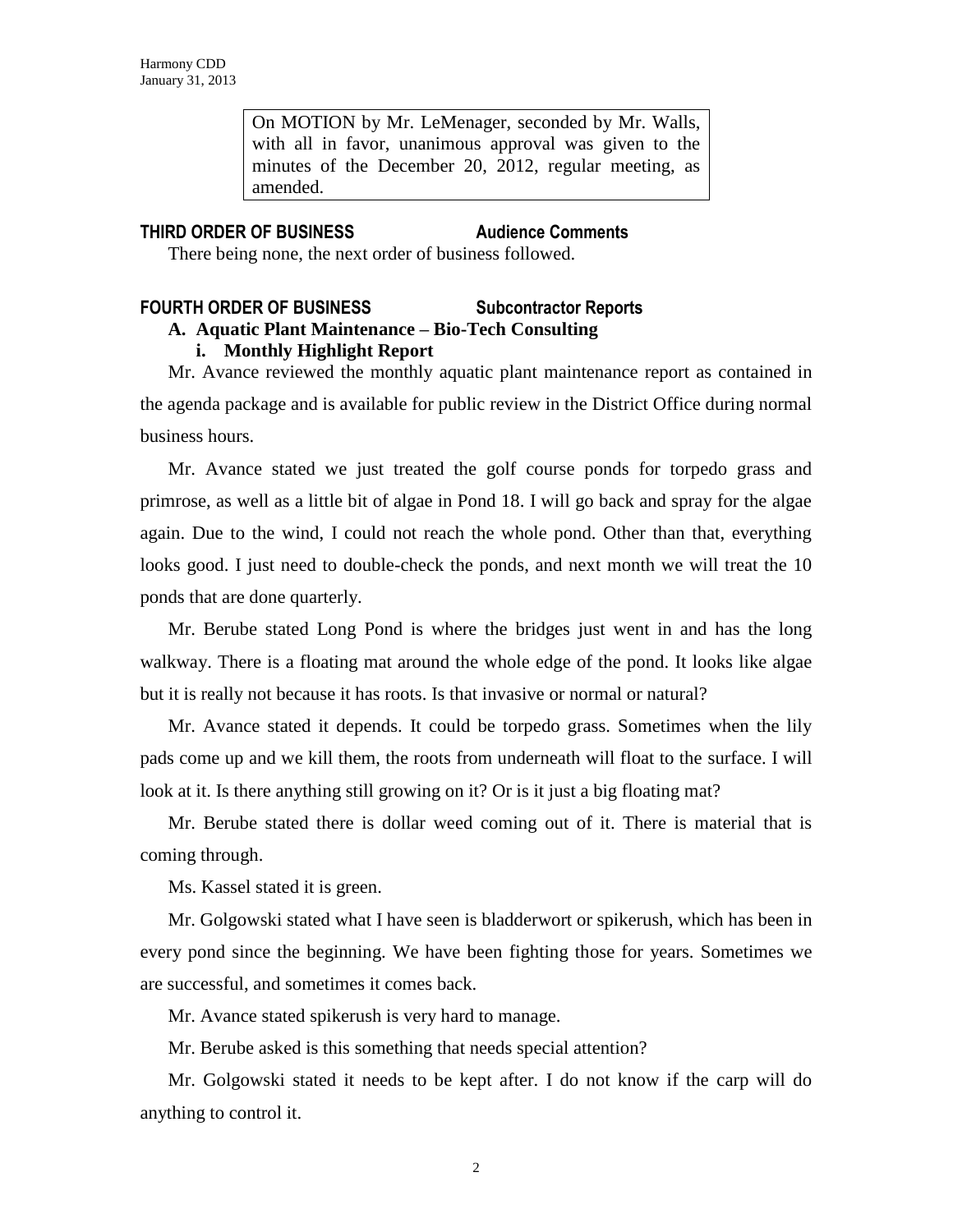On MOTION by Mr. LeMenager, seconded by Mr. Walls, with all in favor, unanimous approval was given to the minutes of the December 20, 2012, regular meeting, as amended.

**THIRD ORDER OF BUSINESS Audience Comments**

There being none, the next order of business followed.

**FOURTH ORDER OF BUSINESS Subcontractor Reports**

**A. Aquatic Plant Maintenance – Bio-Tech Consulting**

**i. Monthly Highlight Report**

Mr. Avance reviewed the monthly aquatic plant maintenance report as contained in the agenda package and is available for public review in the District Office during normal business hours.

Mr. Avance stated we just treated the golf course ponds for torpedo grass and primrose, as well as a little bit of algae in Pond 18. I will go back and spray for the algae again. Due to the wind, I could not reach the whole pond. Other than that, everything looks good. I just need to double-check the ponds, and next month we will treat the 10 ponds that are done quarterly.

Mr. Berube stated Long Pond is where the bridges just went in and has the long walkway. There is a floating mat around the whole edge of the pond. It looks like algae but it is really not because it has roots. Is that invasive or normal or natural?

Mr. Avance stated it depends. It could be torpedo grass. Sometimes when the lily pads come up and we kill them, the roots from underneath will float to the surface. I will look at it. Is there anything still growing on it? Or is it just a big floating mat?

Mr. Berube stated there is dollar weed coming out of it. There is material that is coming through.

Ms. Kassel stated it is green.

Mr. Golgowski stated what I have seen is bladderwort or spikerush, which has been in every pond since the beginning. We have been fighting those for years. Sometimes we are successful, and sometimes it comes back.

Mr. Avance stated spikerush is very hard to manage.

Mr. Berube asked is this something that needs special attention?

Mr. Golgowski stated it needs to be kept after. I do not know if the carp will do anything to control it.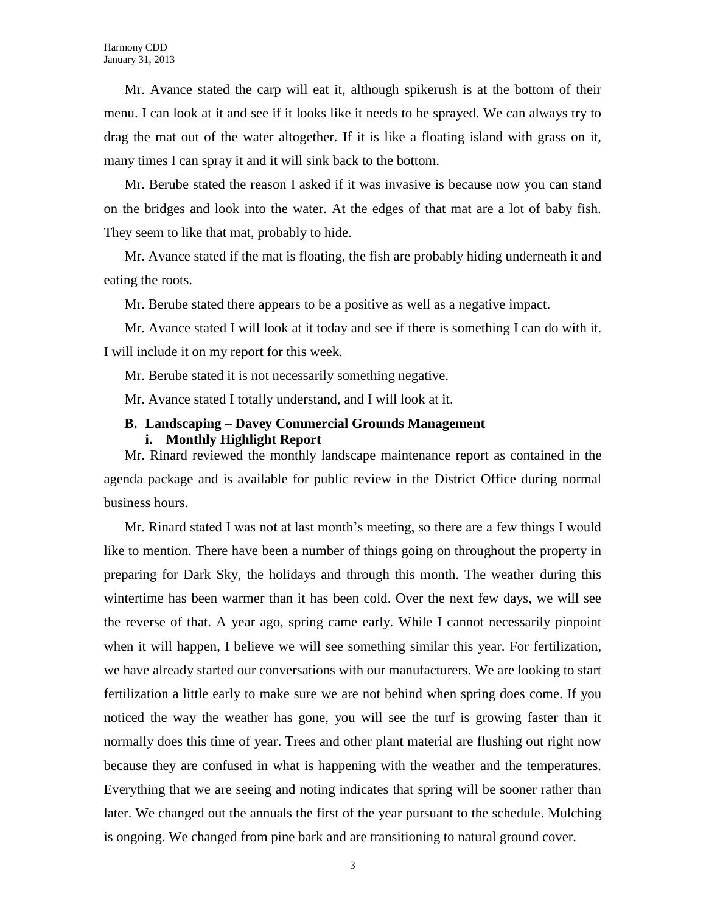Mr. Avance stated the carp will eat it, although spikerush is at the bottom of their menu. I can look at it and see if it looks like it needs to be sprayed. We can always try to drag the mat out of the water altogether. If it is like a floating island with grass on it, many times I can spray it and it will sink back to the bottom.

Mr. Berube stated the reason I asked if it was invasive is because now you can stand on the bridges and look into the water. At the edges of that mat are a lot of baby fish. They seem to like that mat, probably to hide.

Mr. Avance stated if the mat is floating, the fish are probably hiding underneath it and eating the roots.

Mr. Berube stated there appears to be a positive as well as a negative impact.

Mr. Avance stated I will look at it today and see if there is something I can do with it. I will include it on my report for this week.

Mr. Berube stated it is not necessarily something negative.

Mr. Avance stated I totally understand, and I will look at it.

**B. Landscaping – Davey Commercial Grounds Management**

**i. Monthly Highlight Report**

Mr. Rinard reviewed the monthly landscape maintenance report as contained in the agenda package and is available for public review in the District Office during normal business hours.

Mr. Rinard stated I was not at last month's meeting, so there are a few things I would like to mention. There have been a number of things going on throughout the property in preparing for Dark Sky, the holidays and through this month. The weather during this wintertime has been warmer than it has been cold. Over the next few days, we will see the reverse of that. A year ago, spring came early. While I cannot necessarily pinpoint when it will happen, I believe we will see something similar this year. For fertilization, we have already started our conversations with our manufacturers. We are looking to start fertilization a little early to make sure we are not behind when spring does come. If you noticed the way the weather has gone, you will see the turf is growing faster than it normally does this time of year. Trees and other plant material are flushing out right now because they are confused in what is happening with the weather and the temperatures. Everything that we are seeing and noting indicates that spring will be sooner rather than later. We changed out the annuals the first of the year pursuant to the schedule. Mulching is ongoing. We changed from pine bark and are transitioning to natural ground cover.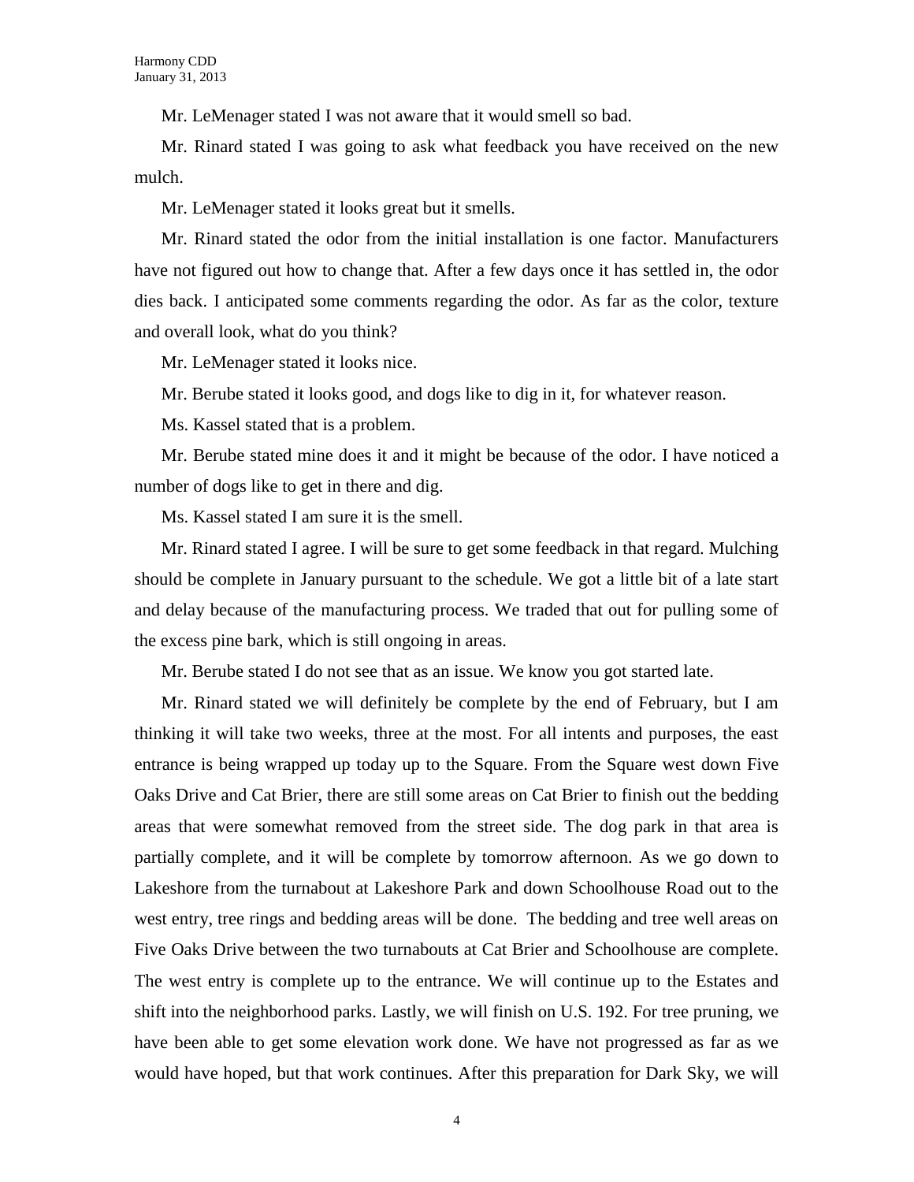Mr. LeMenager stated I was not aware that it would smell so bad.

Mr. Rinard stated I was going to ask what feedback you have received on the new mulch.

Mr. LeMenager stated it looks great but it smells.

Mr. Rinard stated the odor from the initial installation is one factor. Manufacturers have not figured out how to change that. After a few days once it has settled in, the odor dies back. I anticipated some comments regarding the odor. As far as the color, texture and overall look, what do you think?

Mr. LeMenager stated it looks nice.

Mr. Berube stated it looks good, and dogs like to dig in it, for whatever reason.

Ms. Kassel stated that is a problem.

Mr. Berube stated mine does it and it might be because of the odor. I have noticed a number of dogs like to get in there and dig.

Ms. Kassel stated I am sure it is the smell.

Mr. Rinard stated I agree. I will be sure to get some feedback in that regard. Mulching should be complete in January pursuant to the schedule. We got a little bit of a late start and delay because of the manufacturing process. We traded that out for pulling some of the excess pine bark, which is still ongoing in areas.

Mr. Berube stated I do not see that as an issue. We know you got started late.

Mr. Rinard stated we will definitely be complete by the end of February, but I am thinking it will take two weeks, three at the most. For all intents and purposes, the east entrance is being wrapped up today up to the Square. From the Square west down Five Oaks Drive and Cat Brier, there are still some areas on Cat Brier to finish out the bedding areas that were somewhat removed from the street side. The dog park in that area is partially complete, and it will be complete by tomorrow afternoon. As we go down to Lakeshore from the turnabout at Lakeshore Park and down Schoolhouse Road out to the west entry, tree rings and bedding areas will be done. The bedding and tree well areas on Five Oaks Drive between the two turnabouts at Cat Brier and Schoolhouse are complete. The west entry is complete up to the entrance. We will continue up to the Estates and shift into the neighborhood parks. Lastly, we will finish on U.S. 192. For tree pruning, we have been able to get some elevation work done. We have not progressed as far as we would have hoped, but that work continues. After this preparation for Dark Sky, we will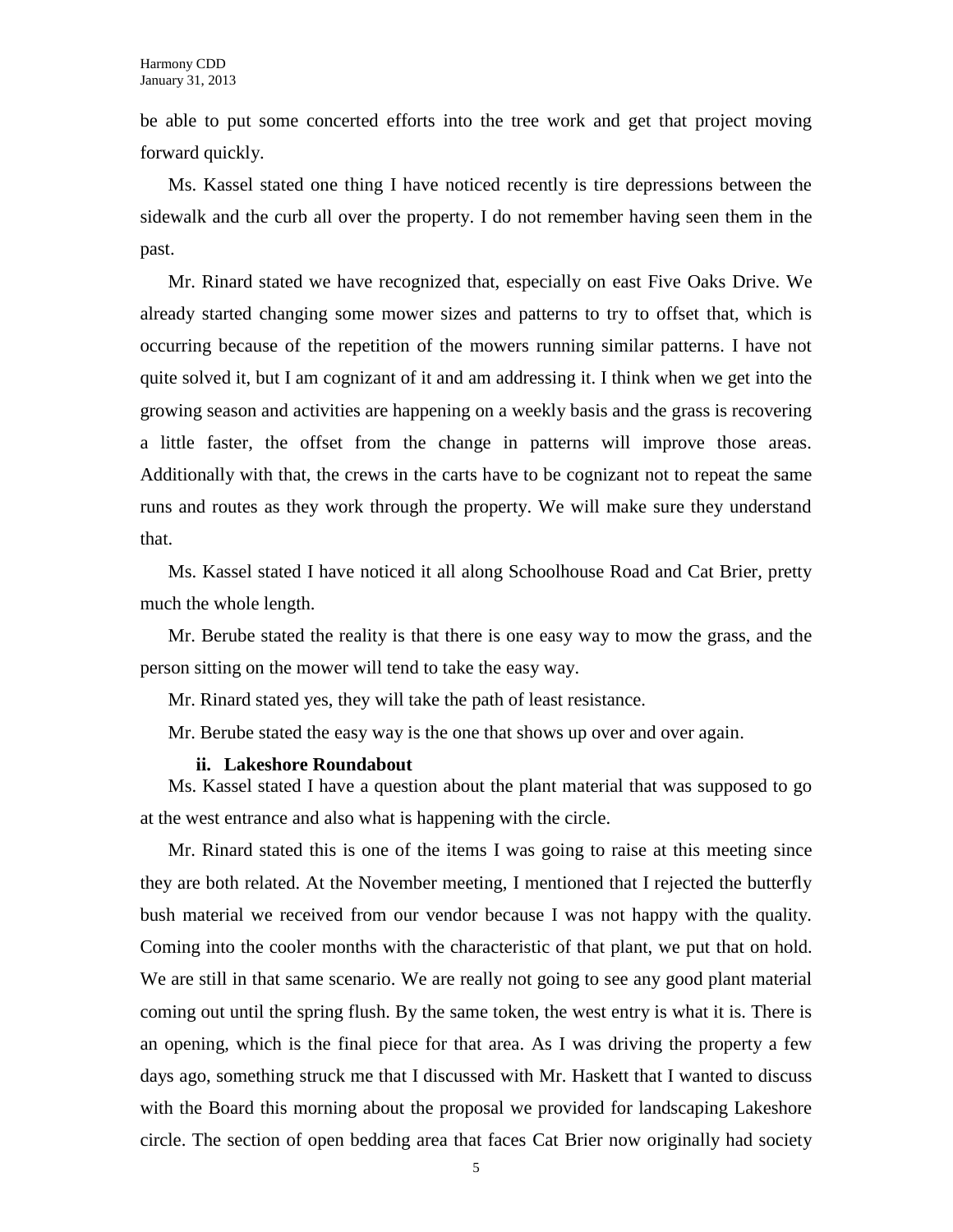be able to put some concerted efforts into the tree work and get that project moving forward quickly.

Ms. Kassel stated one thing I have noticed recently is tire depressions between the sidewalk and the curb all over the property. I do not remember having seen them in the past.

Mr. Rinard stated we have recognized that, especially on east Five Oaks Drive. We already started changing some mower sizes and patterns to try to offset that, which is occurring because of the repetition of the mowers running similar patterns. I have not quite solved it, but I am cognizant of it and am addressing it. I think when we get into the growing season and activities are happening on a weekly basis and the grass is recovering a little faster, the offset from the change in patterns will improve those areas. Additionally with that, the crews in the carts have to be cognizant not to repeat the same runs and routes as they work through the property. We will make sure they understand that.

Ms. Kassel stated I have noticed it all along Schoolhouse Road and Cat Brier, pretty much the whole length.

Mr. Berube stated the reality is that there is one easy way to mow the grass, and the person sitting on the mower will tend to take the easy way.

Mr. Rinard stated yes, they will take the path of least resistance.

Mr. Berube stated the easy way is the one that shows up over and over again.

**ii. Lakeshore Roundabout**

Ms. Kassel stated I have a question about the plant material that was supposed to go at the west entrance and also what is happening with the circle.

Mr. Rinard stated this is one of the items I was going to raise at this meeting since they are both related. At the November meeting, I mentioned that I rejected the butterfly bush material we received from our vendor because I was not happy with the quality. Coming into the cooler months with the characteristic of that plant, we put that on hold. We are still in that same scenario. We are really not going to see any good plant material coming out until the spring flush. By the same token, the west entry is what it is. There is an opening, which is the final piece for that area. As I was driving the property a few days ago, something struck me that I discussed with Mr. Haskett that I wanted to discuss with the Board this morning about the proposal we provided for landscaping Lakeshore circle. The section of open bedding area that faces Cat Brier now originally had society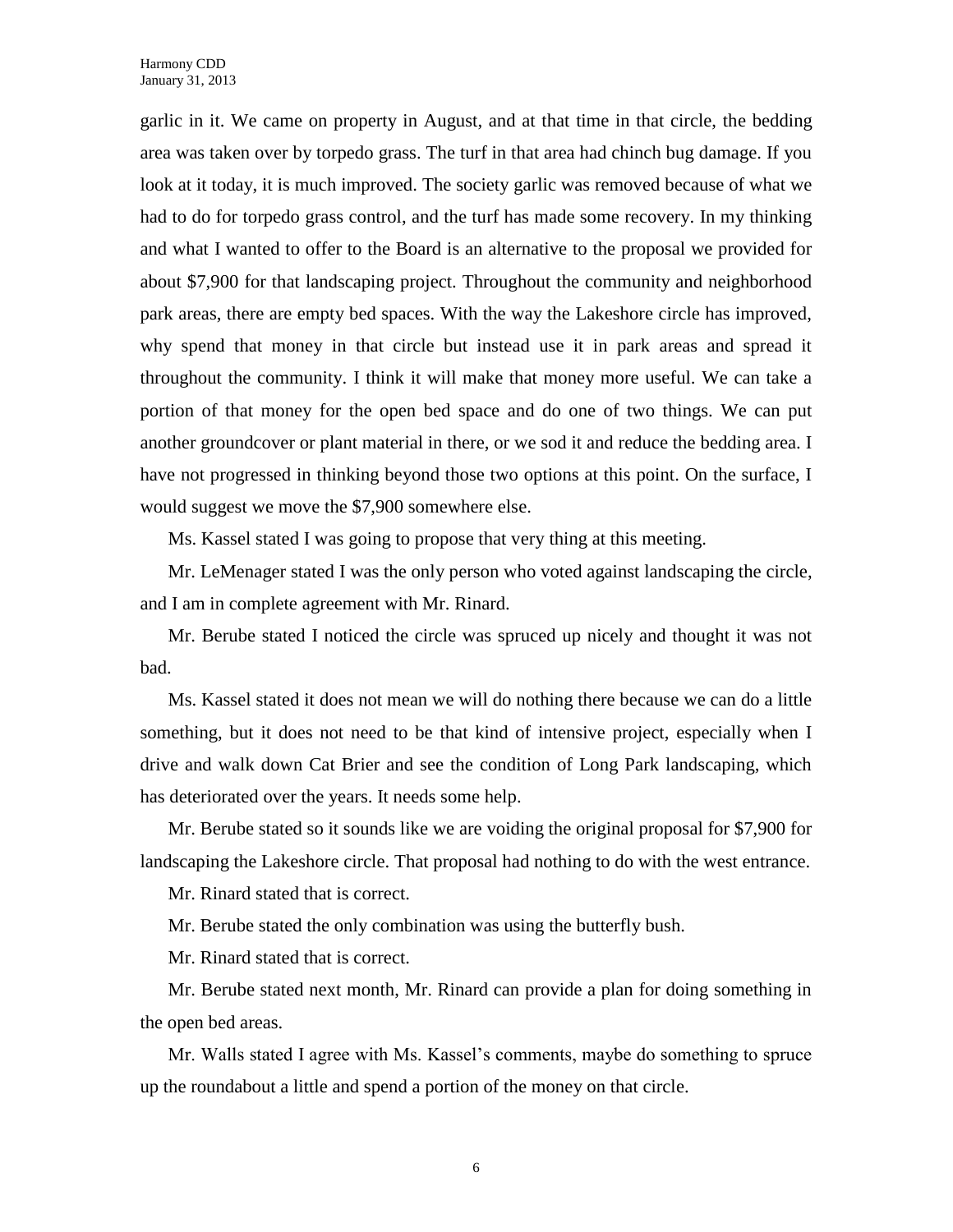garlic in it. We came on property in August, and at that time in that circle, the bedding area was taken over by torpedo grass. The turf in that area had chinch bug damage. If you look at it today, it is much improved. The society garlic was removed because of what we had to do for torpedo grass control, and the turf has made some recovery. In my thinking and what I wanted to offer to the Board is an alternative to the proposal we provided for about $7,900 for that landscaping project. Throughout the community and neighborhood park areas, there are empty bed spaces. With the way the Lakeshore circle has improved, why spend that money in that circle but instead use it in park areas and spread it throughout the community. I think it will make that money more useful. We can take a portion of that money for the open bed space and do one of two things. We can put another groundcover or plant material in there, or we sod it and reduce the bedding area. I have not progressed in thinking beyond those two options at this point. On the surface, I would suggest we move the $7,900 somewhere else.

Ms. Kassel stated I was going to propose that very thing at this meeting.

Mr. LeMenager stated I was the only person who voted against landscaping the circle, and I am in complete agreement with Mr. Rinard.

Mr. Berube stated I noticed the circle was spruced up nicely and thought it was not bad.

Ms. Kassel stated it does not mean we will do nothing there because we can do a little something, but it does not need to be that kind of intensive project, especially when I drive and walk down Cat Brier and see the condition of Long Park landscaping, which has deteriorated over the years. It needs some help.

Mr. Berube stated so it sounds like we are voiding the original proposal for $7,900 for landscaping the Lakeshore circle. That proposal had nothing to do with the west entrance.

Mr. Rinard stated that is correct.

Mr. Berube stated the only combination was using the butterfly bush.

Mr. Rinard stated that is correct.

Mr. Berube stated next month, Mr. Rinard can provide a plan for doing something in the open bed areas.

Mr. Walls stated I agree with Ms. Kassel's comments, maybe do something to spruce up the roundabout a little and spend a portion of the money on that circle.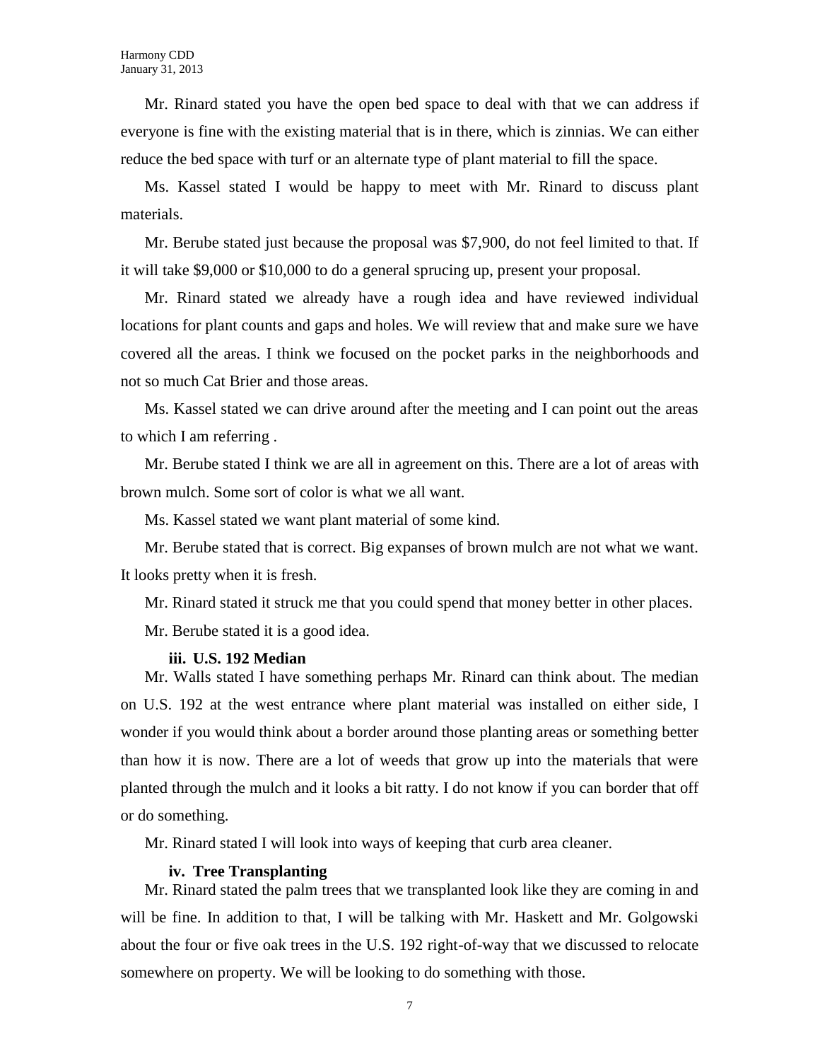Mr. Rinard stated you have the open bed space to deal with that we can address if everyone is fine with the existing material that is in there, which is zinnias. We can either reduce the bed space with turf or an alternate type of plant material to fill the space.

Ms. Kassel stated I would be happy to meet with Mr. Rinard to discuss plant materials.

Mr. Berube stated just because the proposal was $7,900, do not feel limited to that. If it will take $9,000 or $10,000 to do a general sprucing up, present your proposal.

Mr. Rinard stated we already have a rough idea and have reviewed individual locations for plant counts and gaps and holes. We will review that and make sure we have covered all the areas. I think we focused on the pocket parks in the neighborhoods and not so much Cat Brier and those areas.

Ms. Kassel stated we can drive around after the meeting and I can point out the areas to which I am referring .

Mr. Berube stated I think we are all in agreement on this. There are a lot of areas with brown mulch. Some sort of color is what we all want.

Ms. Kassel stated we want plant material of some kind.

Mr. Berube stated that is correct. Big expanses of brown mulch are not what we want. It looks pretty when it is fresh.

Mr. Rinard stated it struck me that you could spend that money better in other places.

Mr. Berube stated it is a good idea.

**iii. U.S. 192 Median**

Mr. Walls stated I have something perhaps Mr. Rinard can think about. The median on U.S. 192 at the west entrance where plant material was installed on either side, I wonder if you would think about a border around those planting areas or something better than how it is now. There are a lot of weeds that grow up into the materials that were planted through the mulch and it looks a bit ratty. I do not know if you can border that off or do something.

Mr. Rinard stated I will look into ways of keeping that curb area cleaner.

**iv. Tree Transplanting**

Mr. Rinard stated the palm trees that we transplanted look like they are coming in and will be fine. In addition to that, I will be talking with Mr. Haskett and Mr. Golgowski about the four or five oak trees in the U.S. 192 right-of-way that we discussed to relocate somewhere on property. We will be looking to do something with those.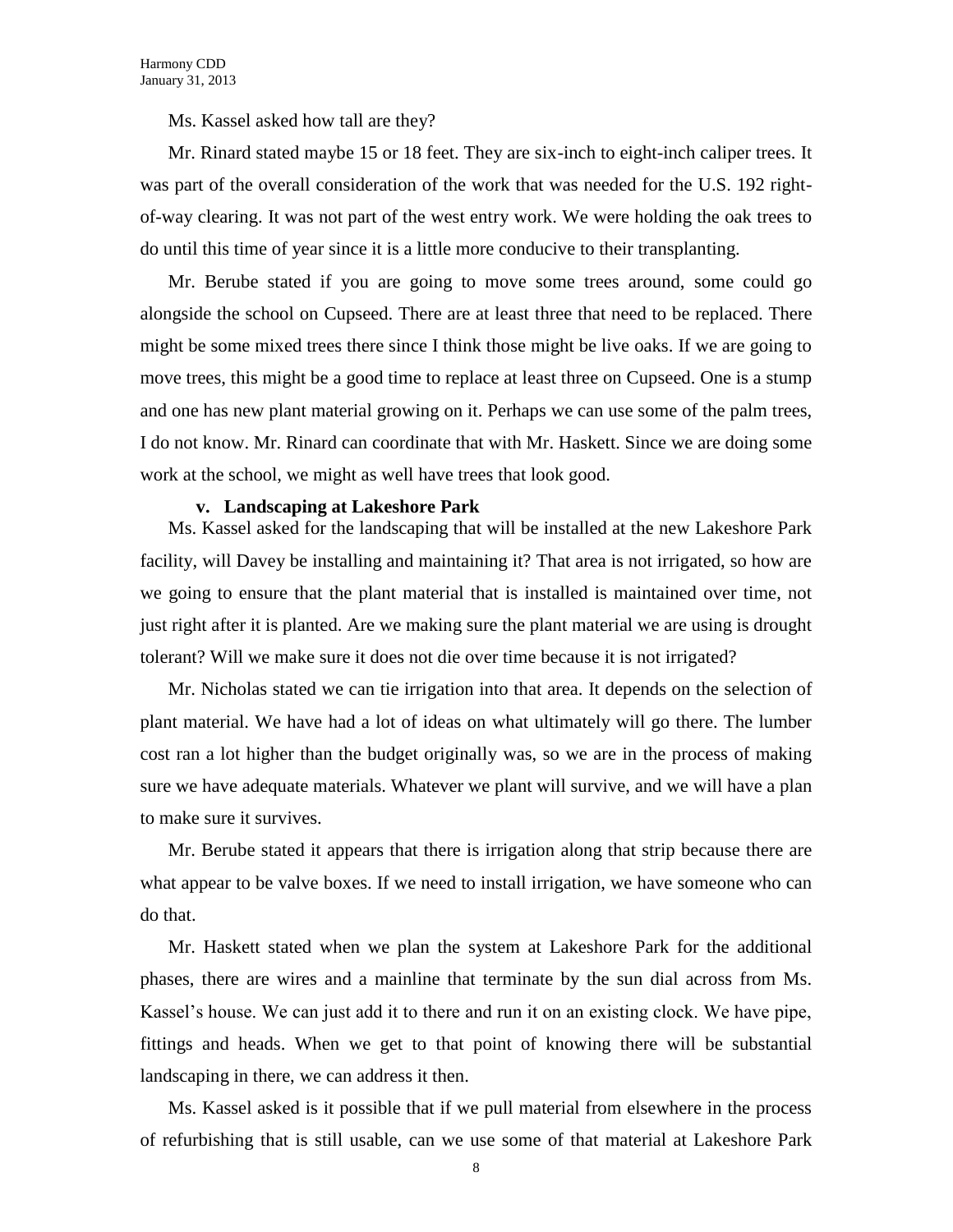Ms. Kassel asked how tall are they?

Mr. Rinard stated maybe 15 or 18 feet. They are six-inch to eight-inch caliper trees. It was part of the overall consideration of the work that was needed for the U.S. 192 right-of-way clearing. It was not part of the west entry work. We were holding the oak trees to do until this time of year since it is a little more conducive to their transplanting.

Mr. Berube stated if you are going to move some trees around, some could go alongside the school on Cupseed. There are at least three that need to be replaced. There might be some mixed trees there since I think those might be live oaks. If we are going to move trees, this might be a good time to replace at least three on Cupseed. One is a stump and one has new plant material growing on it. Perhaps we can use some of the palm trees, I do not know. Mr. Rinard can coordinate that with Mr. Haskett. Since we are doing some work at the school, we might as well have trees that look good.

**v. Landscaping at Lakeshore Park**

Ms. Kassel asked for the landscaping that will be installed at the new Lakeshore Park facility, will Davey be installing and maintaining it? That area is not irrigated, so how are we going to ensure that the plant material that is installed is maintained over time, not just right after it is planted. Are we making sure the plant material we are using is drought tolerant? Will we make sure it does not die over time because it is not irrigated?

Mr. Nicholas stated we can tie irrigation into that area. It depends on the selection of plant material. We have had a lot of ideas on what ultimately will go there. The lumber cost ran a lot higher than the budget originally was, so we are in the process of making sure we have adequate materials. Whatever we plant will survive, and we will have a plan to make sure it survives.

Mr. Berube stated it appears that there is irrigation along that strip because there are what appear to be valve boxes. If we need to install irrigation, we have someone who can do that.

Mr. Haskett stated when we plan the system at Lakeshore Park for the additional phases, there are wires and a mainline that terminate by the sun dial across from Ms. Kassel's house. We can just add it to there and run it on an existing clock. We have pipe, fittings and heads. When we get to that point of knowing there will be substantial landscaping in there, we can address it then.

Ms. Kassel asked is it possible that if we pull material from elsewhere in the process of refurbishing that is still usable, can we use some of that material at Lakeshore Park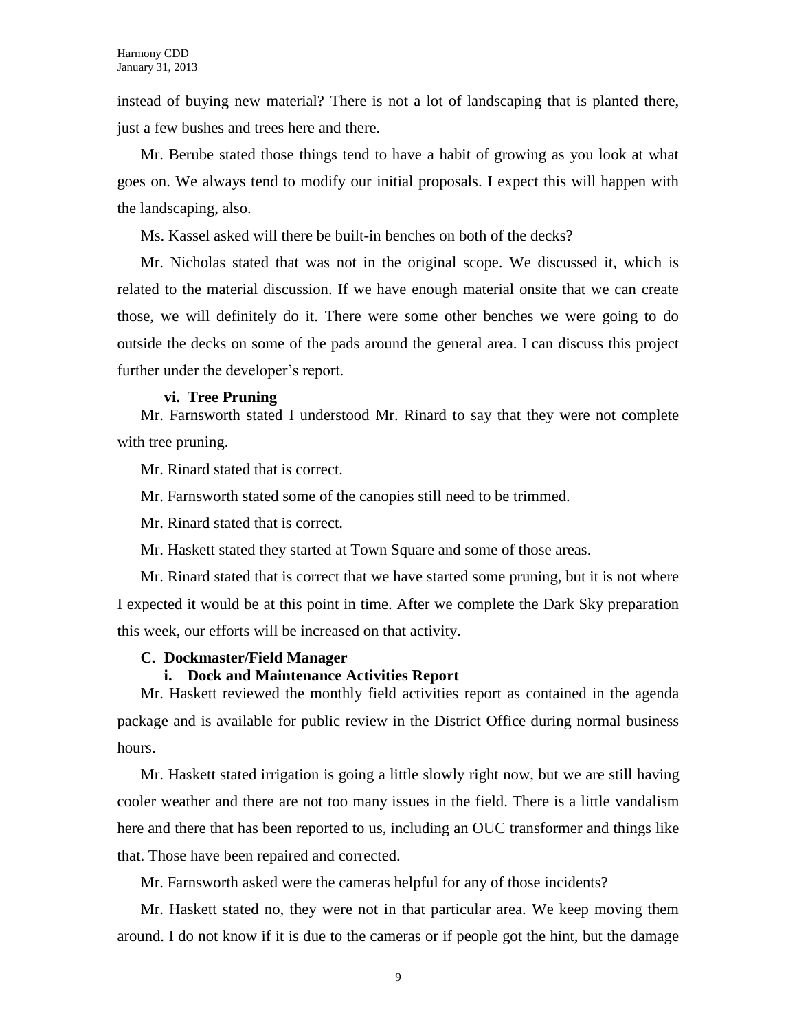instead of buying new material? There is not a lot of landscaping that is planted there, just a few bushes and trees here and there.

Mr. Berube stated those things tend to have a habit of growing as you look at what goes on. We always tend to modify our initial proposals. I expect this will happen with the landscaping, also.

Ms. Kassel asked will there be built-in benches on both of the decks?

Mr. Nicholas stated that was not in the original scope. We discussed it, which is related to the material discussion. If we have enough material onsite that we can create those, we will definitely do it. There were some other benches we were going to do outside the decks on some of the pads around the general area. I can discuss this project further under the developer's report.

**vi. Tree Pruning**

Mr. Farnsworth stated I understood Mr. Rinard to say that they were not complete with tree pruning.

Mr. Rinard stated that is correct.

Mr. Farnsworth stated some of the canopies still need to be trimmed.

Mr. Rinard stated that is correct.

Mr. Haskett stated they started at Town Square and some of those areas.

Mr. Rinard stated that is correct that we have started some pruning, but it is not where I expected it would be at this point in time. After we complete the Dark Sky preparation this week, our efforts will be increased on that activity.

**C. Dockmaster/Field Manager**

**i. Dock and Maintenance Activities Report**

Mr. Haskett reviewed the monthly field activities report as contained in the agenda package and is available for public review in the District Office during normal business hours.

Mr. Haskett stated irrigation is going a little slowly right now, but we are still having cooler weather and there are not too many issues in the field. There is a little vandalism here and there that has been reported to us, including an OUC transformer and things like that. Those have been repaired and corrected.

Mr. Farnsworth asked were the cameras helpful for any of those incidents?

Mr. Haskett stated no, they were not in that particular area. We keep moving them around. I do not know if it is due to the cameras or if people got the hint, but the damage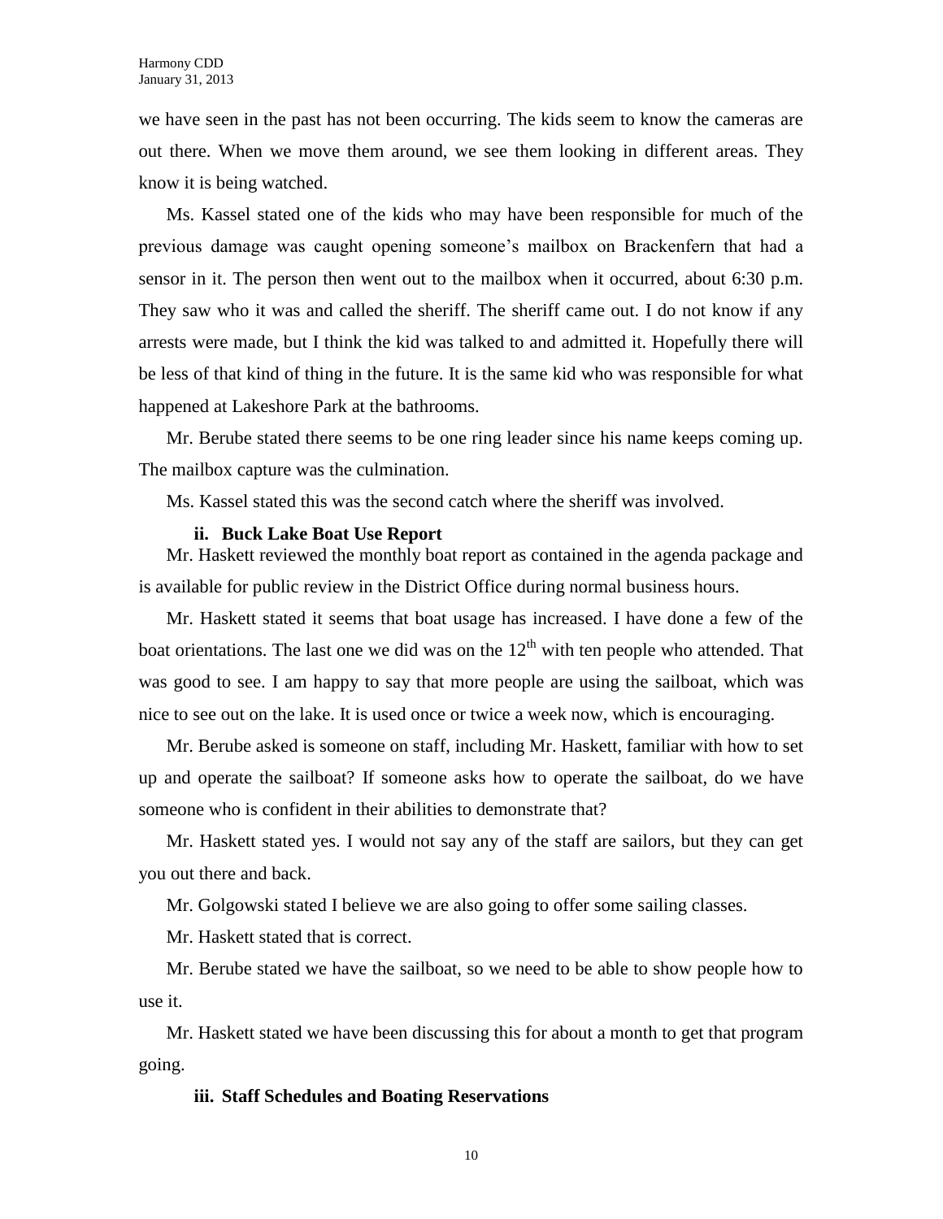we have seen in the past has not been occurring. The kids seem to know the cameras are out there. When we move them around, we see them looking in different areas. They know it is being watched.

Ms. Kassel stated one of the kids who may have been responsible for much of the previous damage was caught opening someone's mailbox on Brackenfern that had a sensor in it. The person then went out to the mailbox when it occurred, about 6:30 p.m. They saw who it was and called the sheriff. The sheriff came out. I do not know if any arrests were made, but I think the kid was talked to and admitted it. Hopefully there will be less of that kind of thing in the future. It is the same kid who was responsible for what happened at Lakeshore Park at the bathrooms.

Mr. Berube stated there seems to be one ring leader since his name keeps coming up. The mailbox capture was the culmination.

Ms. Kassel stated this was the second catch where the sheriff was involved.

**ii. Buck Lake Boat Use Report**

Mr. Haskett reviewed the monthly boat report as contained in the agenda package and is available for public review in the District Office during normal business hours.

Mr. Haskett stated it seems that boat usage has increased. I have done a few of the boat orientations. The last one we did was on the 12th with ten people who attended. That was good to see. I am happy to say that more people are using the sailboat, which was nice to see out on the lake. It is used once or twice a week now, which is encouraging.

Mr. Berube asked is someone on staff, including Mr. Haskett, familiar with how to set up and operate the sailboat? If someone asks how to operate the sailboat, do we have someone who is confident in their abilities to demonstrate that?

Mr. Haskett stated yes. I would not say any of the staff are sailors, but they can get you out there and back.

Mr. Golgowski stated I believe we are also going to offer some sailing classes.

Mr. Haskett stated that is correct.

Mr. Berube stated we have the sailboat, so we need to be able to show people how to use it.

Mr. Haskett stated we have been discussing this for about a month to get that program going.

**iii. Staff Schedules and Boating Reservations**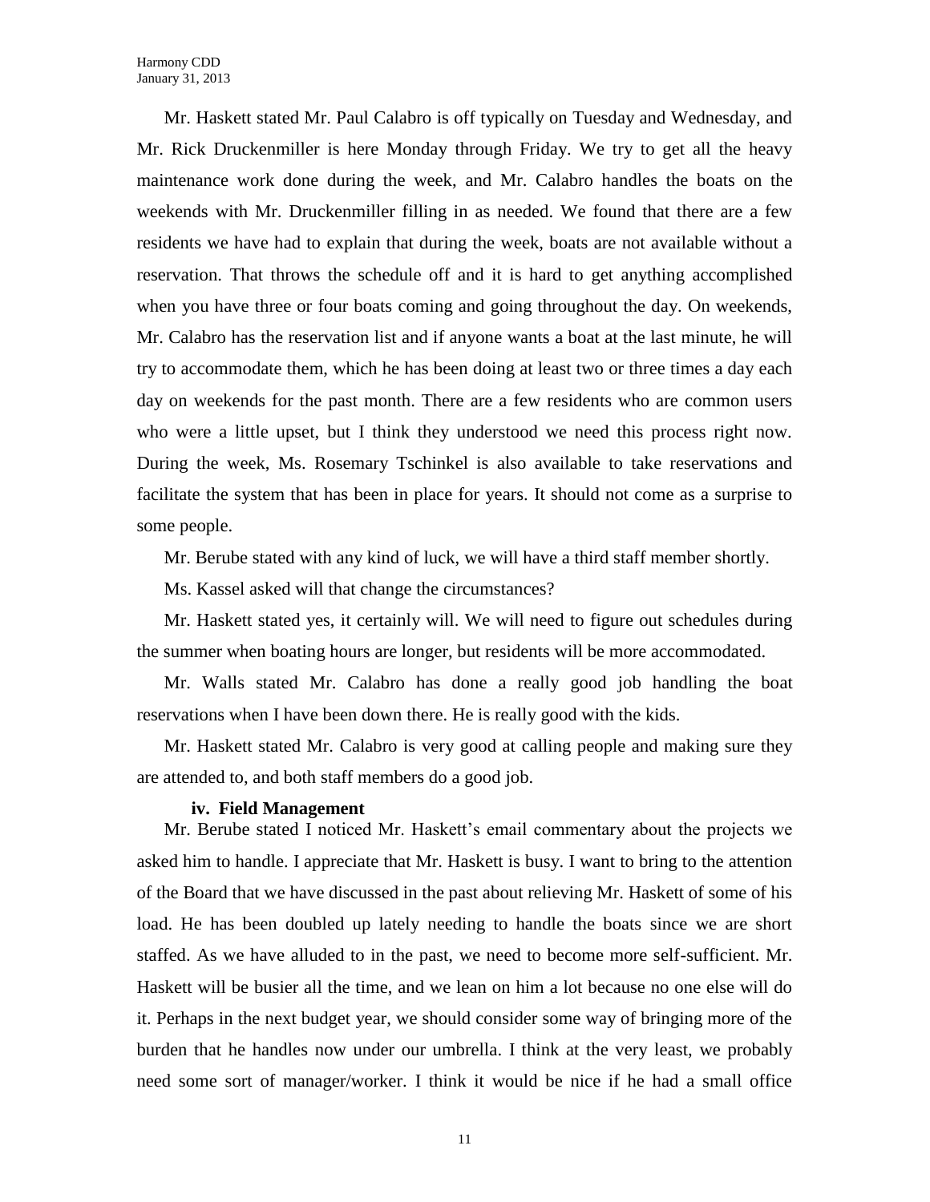Mr. Haskett stated Mr. Paul Calabro is off typically on Tuesday and Wednesday, and Mr. Rick Druckenmiller is here Monday through Friday. We try to get all the heavy maintenance work done during the week, and Mr. Calabro handles the boats on the weekends with Mr. Druckenmiller filling in as needed. We found that there are a few residents we have had to explain that during the week, boats are not available without a reservation. That throws the schedule off and it is hard to get anything accomplished when you have three or four boats coming and going throughout the day. On weekends, Mr. Calabro has the reservation list and if anyone wants a boat at the last minute, he will try to accommodate them, which he has been doing at least two or three times a day each day on weekends for the past month. There are a few residents who are common users who were a little upset, but I think they understood we need this process right now. During the week, Ms. Rosemary Tschinkel is also available to take reservations and facilitate the system that has been in place for years. It should not come as a surprise to some people.

Mr. Berube stated with any kind of luck, we will have a third staff member shortly.

Ms. Kassel asked will that change the circumstances?

Mr. Haskett stated yes, it certainly will. We will need to figure out schedules during the summer when boating hours are longer, but residents will be more accommodated.

Mr. Walls stated Mr. Calabro has done a really good job handling the boat reservations when I have been down there. He is really good with the kids.

Mr. Haskett stated Mr. Calabro is very good at calling people and making sure they are attended to, and both staff members do a good job.

**iv. Field Management**

Mr. Berube stated I noticed Mr. Haskett's email commentary about the projects we asked him to handle. I appreciate that Mr. Haskett is busy. I want to bring to the attention of the Board that we have discussed in the past about relieving Mr. Haskett of some of his load. He has been doubled up lately needing to handle the boats since we are short staffed. As we have alluded to in the past, we need to become more self-sufficient. Mr. Haskett will be busier all the time, and we lean on him a lot because no one else will do it. Perhaps in the next budget year, we should consider some way of bringing more of the burden that he handles now under our umbrella. I think at the very least, we probably need some sort of manager/worker. I think it would be nice if he had a small office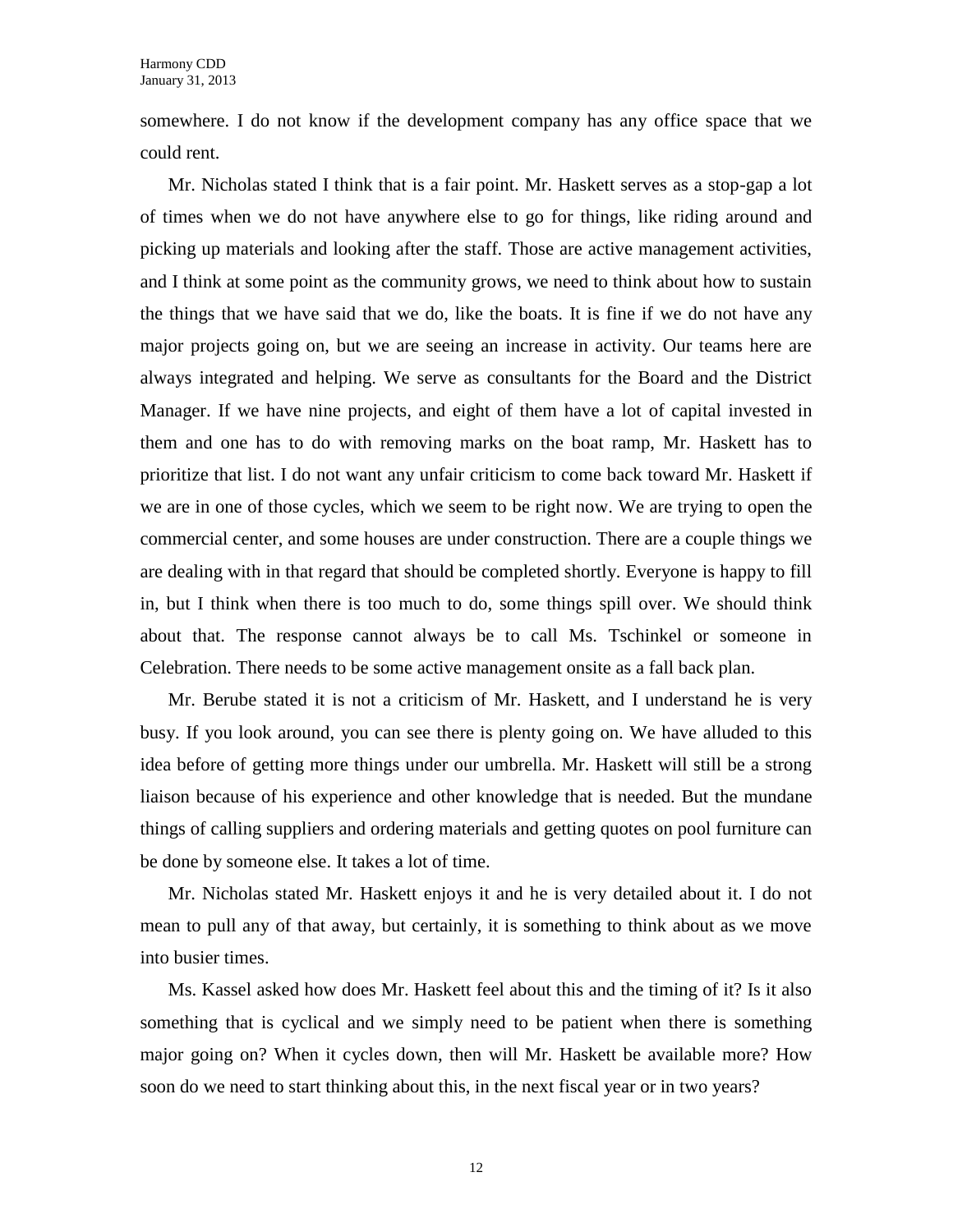somewhere. I do not know if the development company has any office space that we could rent.

Mr. Nicholas stated I think that is a fair point. Mr. Haskett serves as a stop-gap a lot of times when we do not have anywhere else to go for things, like riding around and picking up materials and looking after the staff. Those are active management activities, and I think at some point as the community grows, we need to think about how to sustain the things that we have said that we do, like the boats. It is fine if we do not have any major projects going on, but we are seeing an increase in activity. Our teams here are always integrated and helping. We serve as consultants for the Board and the District Manager. If we have nine projects, and eight of them have a lot of capital invested in them and one has to do with removing marks on the boat ramp, Mr. Haskett has to prioritize that list. I do not want any unfair criticism to come back toward Mr. Haskett if we are in one of those cycles, which we seem to be right now. We are trying to open the commercial center, and some houses are under construction. There are a couple things we are dealing with in that regard that should be completed shortly. Everyone is happy to fill in, but I think when there is too much to do, some things spill over. We should think about that. The response cannot always be to call Ms. Tschinkel or someone in Celebration. There needs to be some active management onsite as a fall back plan.

Mr. Berube stated it is not a criticism of Mr. Haskett, and I understand he is very busy. If you look around, you can see there is plenty going on. We have alluded to this idea before of getting more things under our umbrella. Mr. Haskett will still be a strong liaison because of his experience and other knowledge that is needed. But the mundane things of calling suppliers and ordering materials and getting quotes on pool furniture can be done by someone else. It takes a lot of time.

Mr. Nicholas stated Mr. Haskett enjoys it and he is very detailed about it. I do not mean to pull any of that away, but certainly, it is something to think about as we move into busier times.

Ms. Kassel asked how does Mr. Haskett feel about this and the timing of it? Is it also something that is cyclical and we simply need to be patient when there is something major going on? When it cycles down, then will Mr. Haskett be available more? How soon do we need to start thinking about this, in the next fiscal year or in two years?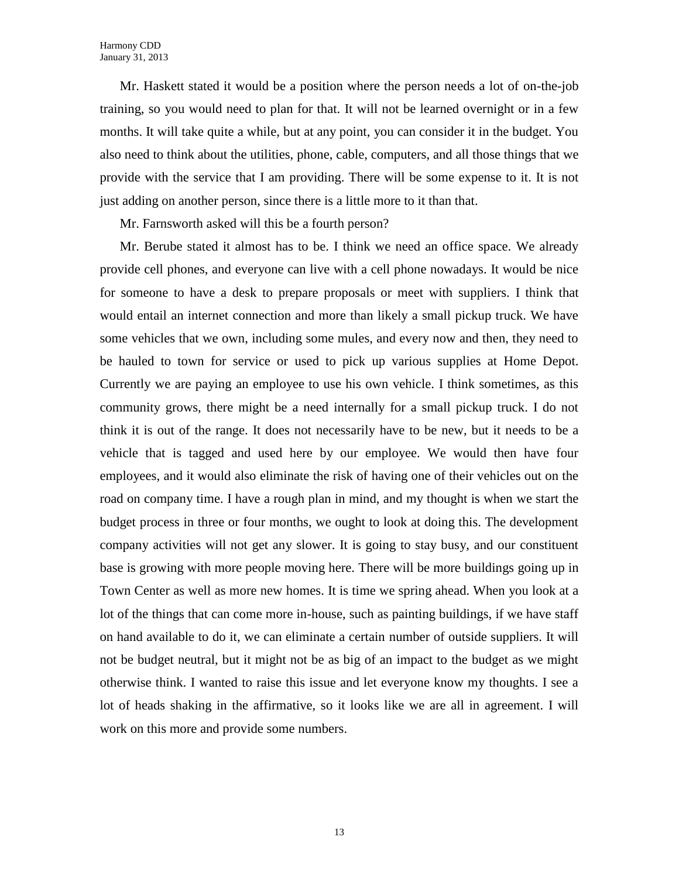Mr. Haskett stated it would be a position where the person needs a lot of on-the-job training, so you would need to plan for that. It will not be learned overnight or in a few months. It will take quite a while, but at any point, you can consider it in the budget. You also need to think about the utilities, phone, cable, computers, and all those things that we provide with the service that I am providing. There will be some expense to it. It is not just adding on another person, since there is a little more to it than that.

Mr. Farnsworth asked will this be a fourth person?

Mr. Berube stated it almost has to be. I think we need an office space. We already provide cell phones, and everyone can live with a cell phone nowadays. It would be nice for someone to have a desk to prepare proposals or meet with suppliers. I think that would entail an internet connection and more than likely a small pickup truck. We have some vehicles that we own, including some mules, and every now and then, they need to be hauled to town for service or used to pick up various supplies at Home Depot. Currently we are paying an employee to use his own vehicle. I think sometimes, as this community grows, there might be a need internally for a small pickup truck. I do not think it is out of the range. It does not necessarily have to be new, but it needs to be a vehicle that is tagged and used here by our employee. We would then have four employees, and it would also eliminate the risk of having one of their vehicles out on the road on company time. I have a rough plan in mind, and my thought is when we start the budget process in three or four months, we ought to look at doing this. The development company activities will not get any slower. It is going to stay busy, and our constituent base is growing with more people moving here. There will be more buildings going up in Town Center as well as more new homes. It is time we spring ahead. When you look at a lot of the things that can come more in-house, such as painting buildings, if we have staff on hand available to do it, we can eliminate a certain number of outside suppliers. It will not be budget neutral, but it might not be as big of an impact to the budget as we might otherwise think. I wanted to raise this issue and let everyone know my thoughts. I see a lot of heads shaking in the affirmative, so it looks like we are all in agreement. I will work on this more and provide some numbers.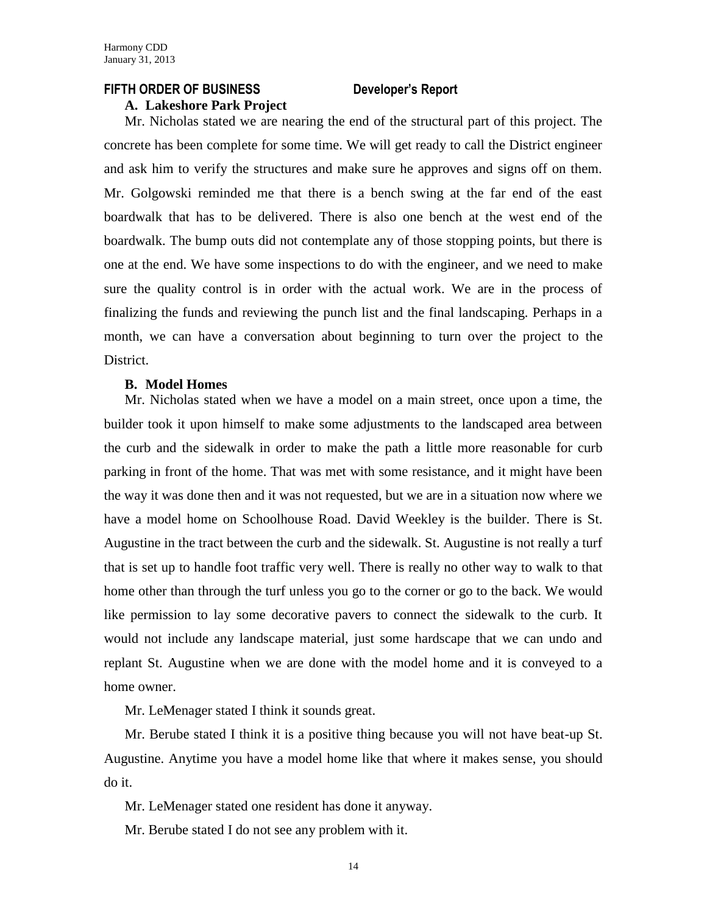## FIFTH ORDER OF BUSINESS Developer's Report

### A. Lakeshore Park Project

Mr. Nicholas stated we are nearing the end of the structural part of this project. The concrete has been complete for some time. We will get ready to call the District engineer and ask him to verify the structures and make sure he approves and signs off on them. Mr. Golgowski reminded me that there is a bench swing at the far end of the east boardwalk that has to be delivered. There is also one bench at the west end of the boardwalk. The bump outs did not contemplate any of those stopping points, but there is one at the end. We have some inspections to do with the engineer, and we need to make sure the quality control is in order with the actual work. We are in the process of finalizing the funds and reviewing the punch list and the final landscaping. Perhaps in a month, we can have a conversation about beginning to turn over the project to the District.

### B. Model Homes

Mr. Nicholas stated when we have a model on a main street, once upon a time, the builder took it upon himself to make some adjustments to the landscaped area between the curb and the sidewalk in order to make the path a little more reasonable for curb parking in front of the home. That was met with some resistance, and it might have been the way it was done then and it was not requested, but we are in a situation now where we have a model home on Schoolhouse Road. David Weekley is the builder. There is St. Augustine in the tract between the curb and the sidewalk. St. Augustine is not really a turf that is set up to handle foot traffic very well. There is really no other way to walk to that home other than through the turf unless you go to the corner or go to the back. We would like permission to lay some decorative pavers to connect the sidewalk to the curb. It would not include any landscape material, just some hardscape that we can undo and replant St. Augustine when we are done with the model home and it is conveyed to a home owner.

Mr. LeMenager stated I think it sounds great.

Mr. Berube stated I think it is a positive thing because you will not have beat-up St. Augustine. Anytime you have a model home like that where it makes sense, you should do it.

Mr. LeMenager stated one resident has done it anyway.

Mr. Berube stated I do not see any problem with it.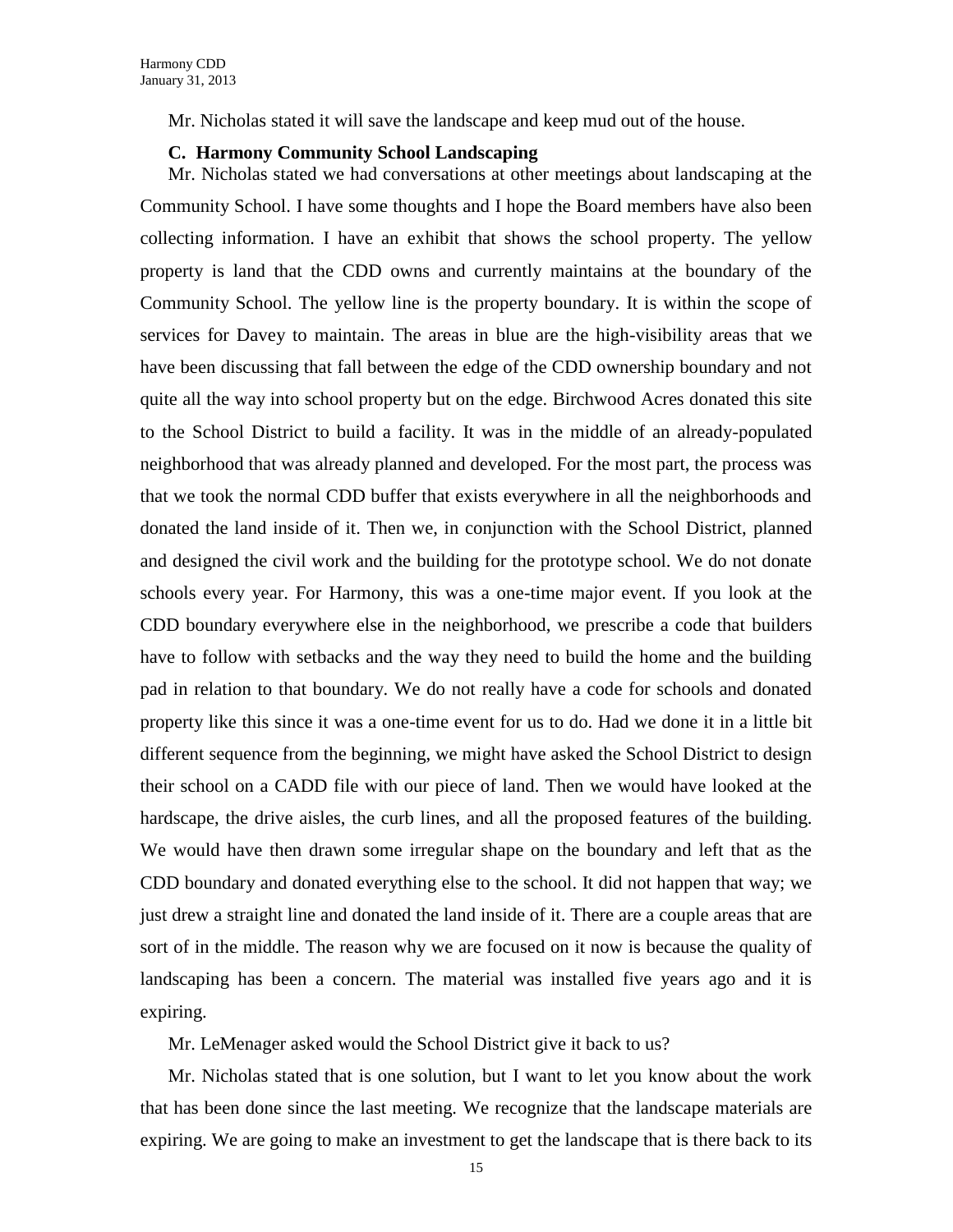Mr. Nicholas stated it will save the landscape and keep mud out of the house.

**C. Harmony Community School Landscaping**

Mr. Nicholas stated we had conversations at other meetings about landscaping at the Community School. I have some thoughts and I hope the Board members have also been collecting information. I have an exhibit that shows the school property. The yellow property is land that the CDD owns and currently maintains at the boundary of the Community School. The yellow line is the property boundary. It is within the scope of services for Davey to maintain. The areas in blue are the high-visibility areas that we have been discussing that fall between the edge of the CDD ownership boundary and not quite all the way into school property but on the edge. Birchwood Acres donated this site to the School District to build a facility. It was in the middle of an already-populated neighborhood that was already planned and developed. For the most part, the process was that we took the normal CDD buffer that exists everywhere in all the neighborhoods and donated the land inside of it. Then we, in conjunction with the School District, planned and designed the civil work and the building for the prototype school. We do not donate schools every year. For Harmony, this was a one-time major event. If you look at the CDD boundary everywhere else in the neighborhood, we prescribe a code that builders have to follow with setbacks and the way they need to build the home and the building pad in relation to that boundary. We do not really have a code for schools and donated property like this since it was a one-time event for us to do. Had we done it in a little bit different sequence from the beginning, we might have asked the School District to design their school on a CADD file with our piece of land. Then we would have looked at the hardscape, the drive aisles, the curb lines, and all the proposed features of the building. We would have then drawn some irregular shape on the boundary and left that as the CDD boundary and donated everything else to the school. It did not happen that way; we just drew a straight line and donated the land inside of it. There are a couple areas that are sort of in the middle. The reason why we are focused on it now is because the quality of landscaping has been a concern. The material was installed five years ago and it is expiring.

Mr. LeMenager asked would the School District give it back to us?

Mr. Nicholas stated that is one solution, but I want to let you know about the work that has been done since the last meeting. We recognize that the landscape materials are expiring. We are going to make an investment to get the landscape that is there back to its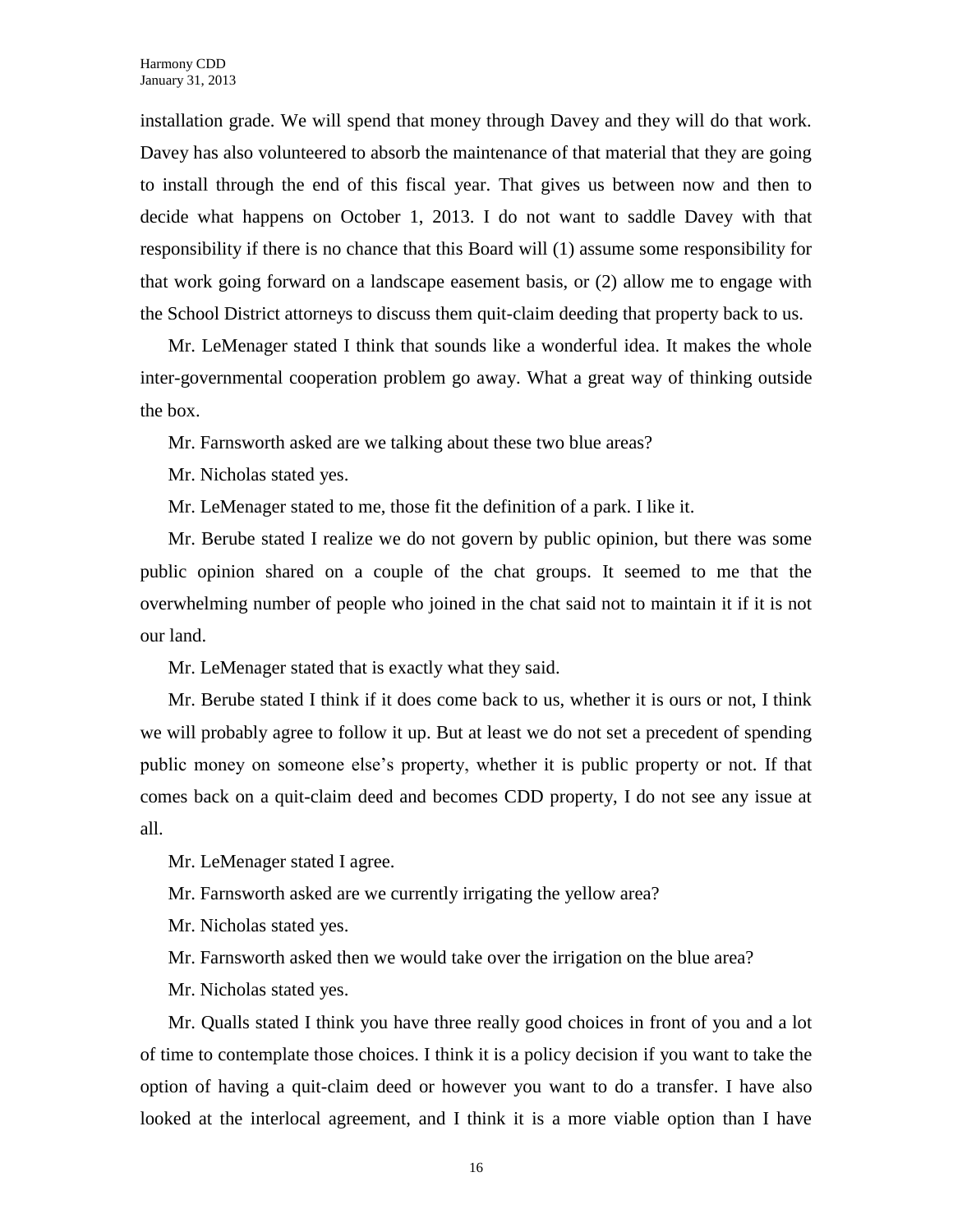installation grade. We will spend that money through Davey and they will do that work. Davey has also volunteered to absorb the maintenance of that material that they are going to install through the end of this fiscal year. That gives us between now and then to decide what happens on October 1, 2013. I do not want to saddle Davey with that responsibility if there is no chance that this Board will (1) assume some responsibility for that work going forward on a landscape easement basis, or (2) allow me to engage with the School District attorneys to discuss them quit-claim deeding that property back to us.

Mr. LeMenager stated I think that sounds like a wonderful idea. It makes the whole inter-governmental cooperation problem go away. What a great way of thinking outside the box.

Mr. Farnsworth asked are we talking about these two blue areas?

Mr. Nicholas stated yes.

Mr. LeMenager stated to me, those fit the definition of a park. I like it.

Mr. Berube stated I realize we do not govern by public opinion, but there was some public opinion shared on a couple of the chat groups. It seemed to me that the overwhelming number of people who joined in the chat said not to maintain it if it is not our land.

Mr. LeMenager stated that is exactly what they said.

Mr. Berube stated I think if it does come back to us, whether it is ours or not, I think we will probably agree to follow it up. But at least we do not set a precedent of spending public money on someone else's property, whether it is public property or not. If that comes back on a quit-claim deed and becomes CDD property, I do not see any issue at all.

Mr. LeMenager stated I agree.

Mr. Farnsworth asked are we currently irrigating the yellow area?

Mr. Nicholas stated yes.

Mr. Farnsworth asked then we would take over the irrigation on the blue area?

Mr. Nicholas stated yes.

Mr. Qualls stated I think you have three really good choices in front of you and a lot of time to contemplate those choices. I think it is a policy decision if you want to take the option of having a quit-claim deed or however you want to do a transfer. I have also looked at the interlocal agreement, and I think it is a more viable option than I have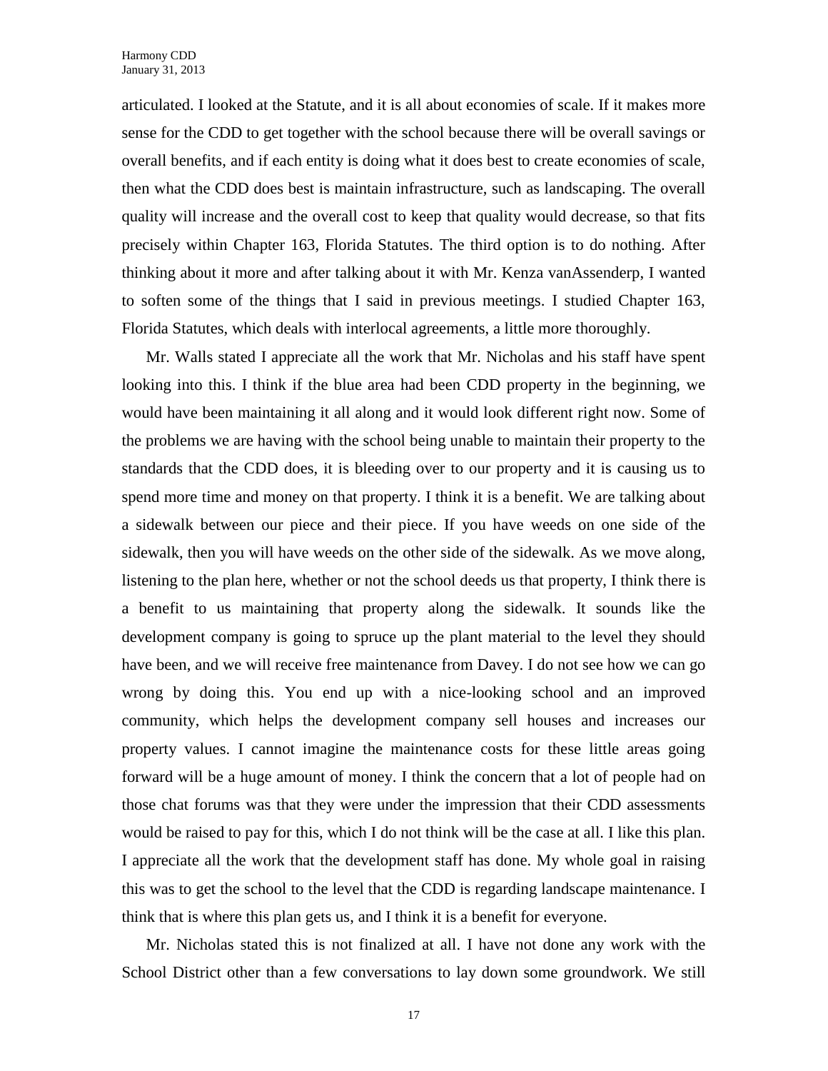articulated. I looked at the Statute, and it is all about economies of scale. If it makes more sense for the CDD to get together with the school because there will be overall savings or overall benefits, and if each entity is doing what it does best to create economies of scale, then what the CDD does best is maintain infrastructure, such as landscaping. The overall quality will increase and the overall cost to keep that quality would decrease, so that fits precisely within Chapter 163, Florida Statutes. The third option is to do nothing. After thinking about it more and after talking about it with Mr. Kenza vanAssenderp, I wanted to soften some of the things that I said in previous meetings. I studied Chapter 163, Florida Statutes, which deals with interlocal agreements, a little more thoroughly.

Mr. Walls stated I appreciate all the work that Mr. Nicholas and his staff have spent looking into this. I think if the blue area had been CDD property in the beginning, we would have been maintaining it all along and it would look different right now. Some of the problems we are having with the school being unable to maintain their property to the standards that the CDD does, it is bleeding over to our property and it is causing us to spend more time and money on that property. I think it is a benefit. We are talking about a sidewalk between our piece and their piece. If you have weeds on one side of the sidewalk, then you will have weeds on the other side of the sidewalk. As we move along, listening to the plan here, whether or not the school deeds us that property, I think there is a benefit to us maintaining that property along the sidewalk. It sounds like the development company is going to spruce up the plant material to the level they should have been, and we will receive free maintenance from Davey. I do not see how we can go wrong by doing this. You end up with a nice-looking school and an improved community, which helps the development company sell houses and increases our property values. I cannot imagine the maintenance costs for these little areas going forward will be a huge amount of money. I think the concern that a lot of people had on those chat forums was that they were under the impression that their CDD assessments would be raised to pay for this, which I do not think will be the case at all. I like this plan. I appreciate all the work that the development staff has done. My whole goal in raising this was to get the school to the level that the CDD is regarding landscape maintenance. I think that is where this plan gets us, and I think it is a benefit for everyone.

Mr. Nicholas stated this is not finalized at all. I have not done any work with the School District other than a few conversations to lay down some groundwork. We still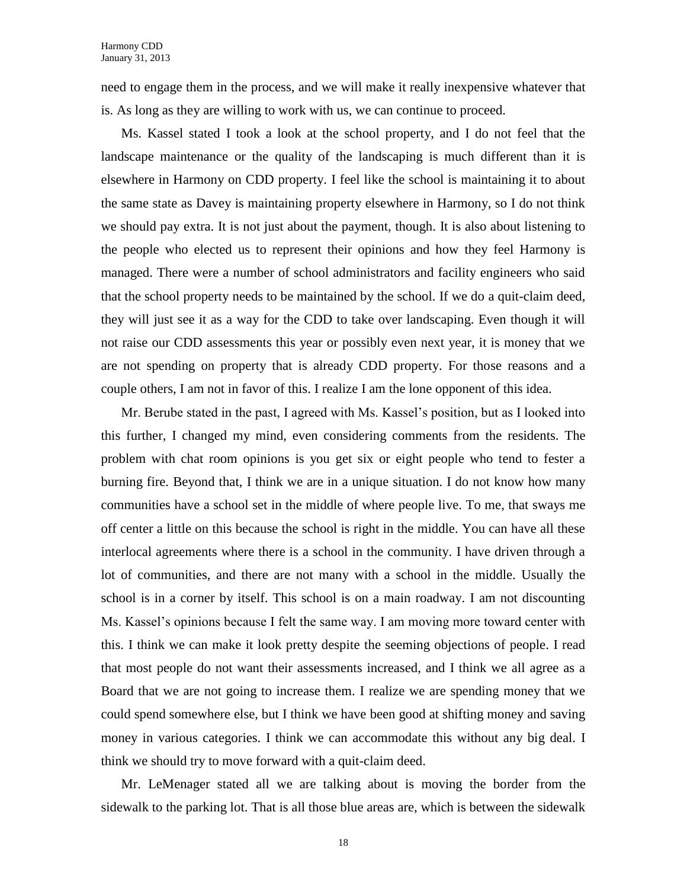need to engage them in the process, and we will make it really inexpensive whatever that is. As long as they are willing to work with us, we can continue to proceed.

Ms. Kassel stated I took a look at the school property, and I do not feel that the landscape maintenance or the quality of the landscaping is much different than it is elsewhere in Harmony on CDD property. I feel like the school is maintaining it to about the same state as Davey is maintaining property elsewhere in Harmony, so I do not think we should pay extra. It is not just about the payment, though. It is also about listening to the people who elected us to represent their opinions and how they feel Harmony is managed. There were a number of school administrators and facility engineers who said that the school property needs to be maintained by the school. If we do a quit-claim deed, they will just see it as a way for the CDD to take over landscaping. Even though it will not raise our CDD assessments this year or possibly even next year, it is money that we are not spending on property that is already CDD property. For those reasons and a couple others, I am not in favor of this. I realize I am the lone opponent of this idea.

Mr. Berube stated in the past, I agreed with Ms. Kassel's position, but as I looked into this further, I changed my mind, even considering comments from the residents. The problem with chat room opinions is you get six or eight people who tend to fester a burning fire. Beyond that, I think we are in a unique situation. I do not know how many communities have a school set in the middle of where people live. To me, that sways me off center a little on this because the school is right in the middle. You can have all these interlocal agreements where there is a school in the community. I have driven through a lot of communities, and there are not many with a school in the middle. Usually the school is in a corner by itself. This school is on a main roadway. I am not discounting Ms. Kassel's opinions because I felt the same way. I am moving more toward center with this. I think we can make it look pretty despite the seeming objections of people. I read that most people do not want their assessments increased, and I think we all agree as a Board that we are not going to increase them. I realize we are spending money that we could spend somewhere else, but I think we have been good at shifting money and saving money in various categories. I think we can accommodate this without any big deal. I think we should try to move forward with a quit-claim deed.

Mr. LeMenager stated all we are talking about is moving the border from the sidewalk to the parking lot. That is all those blue areas are, which is between the sidewalk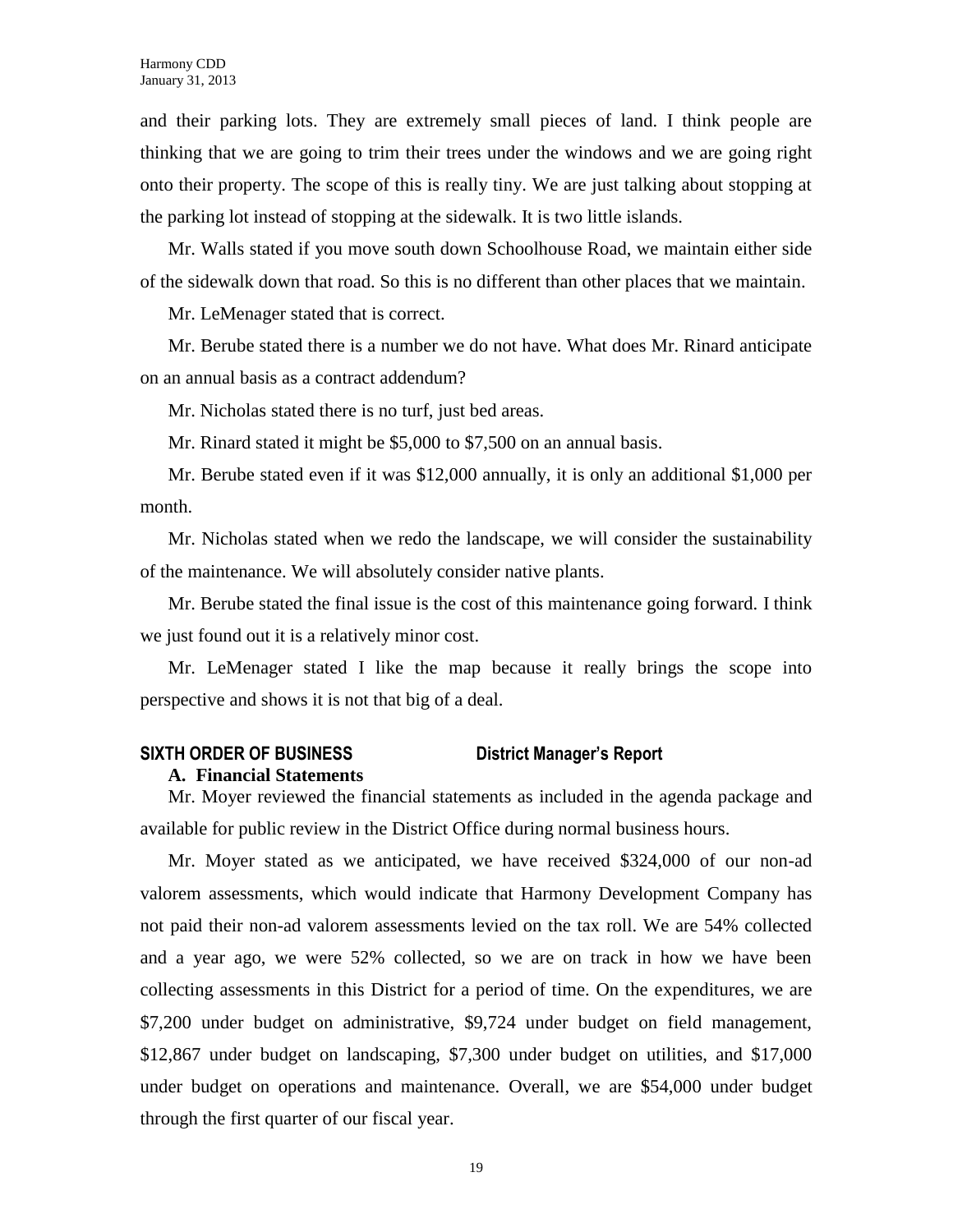and their parking lots. They are extremely small pieces of land. I think people are thinking that we are going to trim their trees under the windows and we are going right onto their property. The scope of this is really tiny. We are just talking about stopping at the parking lot instead of stopping at the sidewalk. It is two little islands.

Mr. Walls stated if you move south down Schoolhouse Road, we maintain either side of the sidewalk down that road. So this is no different than other places that we maintain.

Mr. LeMenager stated that is correct.

Mr. Berube stated there is a number we do not have. What does Mr. Rinard anticipate on an annual basis as a contract addendum?

Mr. Nicholas stated there is no turf, just bed areas.

Mr. Rinard stated it might be $5,000 to $7,500 on an annual basis.

Mr. Berube stated even if it was $12,000 annually, it is only an additional $1,000 per month.

Mr. Nicholas stated when we redo the landscape, we will consider the sustainability of the maintenance. We will absolutely consider native plants.

Mr. Berube stated the final issue is the cost of this maintenance going forward. I think we just found out it is a relatively minor cost.

Mr. LeMenager stated I like the map because it really brings the scope into perspective and shows it is not that big of a deal.

## SIXTH ORDER OF BUSINESS — District Manager's Report

### A. Financial Statements

Mr. Moyer reviewed the financial statements as included in the agenda package and available for public review in the District Office during normal business hours.

Mr. Moyer stated as we anticipated, we have received $324,000 of our non-ad valorem assessments, which would indicate that Harmony Development Company has not paid their non-ad valorem assessments levied on the tax roll. We are 54% collected and a year ago, we were 52% collected, so we are on track in how we have been collecting assessments in this District for a period of time. On the expenditures, we are $7,200 under budget on administrative, $9,724 under budget on field management, $12,867 under budget on landscaping, $7,300 under budget on utilities, and $17,000 under budget on operations and maintenance. Overall, we are $54,000 under budget through the first quarter of our fiscal year.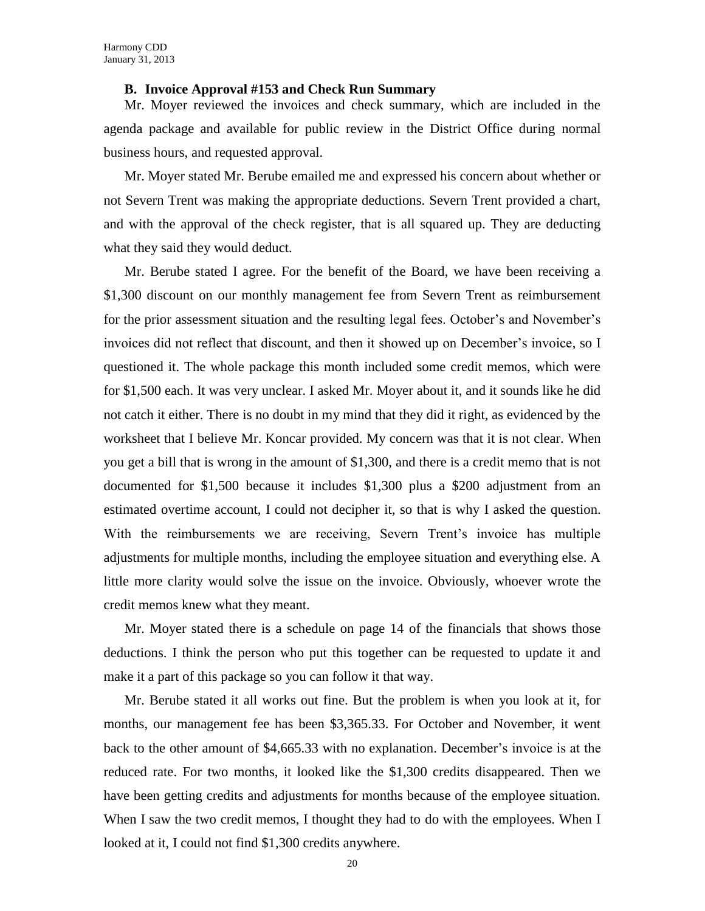### B. Invoice Approval #153 and Check Run Summary

Mr. Moyer reviewed the invoices and check summary, which are included in the agenda package and available for public review in the District Office during normal business hours, and requested approval.

Mr. Moyer stated Mr. Berube emailed me and expressed his concern about whether or not Severn Trent was making the appropriate deductions. Severn Trent provided a chart, and with the approval of the check register, that is all squared up. They are deducting what they said they would deduct.

Mr. Berube stated I agree. For the benefit of the Board, we have been receiving a $1,300 discount on our monthly management fee from Severn Trent as reimbursement for the prior assessment situation and the resulting legal fees. October's and November's invoices did not reflect that discount, and then it showed up on December's invoice, so I questioned it. The whole package this month included some credit memos, which were for $1,500 each. It was very unclear. I asked Mr. Moyer about it, and it sounds like he did not catch it either. There is no doubt in my mind that they did it right, as evidenced by the worksheet that I believe Mr. Koncar provided. My concern was that it is not clear. When you get a bill that is wrong in the amount of $1,300, and there is a credit memo that is not documented for $1,500 because it includes $1,300 plus a $200 adjustment from an estimated overtime account, I could not decipher it, so that is why I asked the question. With the reimbursements we are receiving, Severn Trent's invoice has multiple adjustments for multiple months, including the employee situation and everything else. A little more clarity would solve the issue on the invoice. Obviously, whoever wrote the credit memos knew what they meant.

Mr. Moyer stated there is a schedule on page 14 of the financials that shows those deductions. I think the person who put this together can be requested to update it and make it a part of this package so you can follow it that way.

Mr. Berube stated it all works out fine. But the problem is when you look at it, for months, our management fee has been $3,365.33. For October and November, it went back to the other amount of $4,665.33 with no explanation. December's invoice is at the reduced rate. For two months, it looked like the $1,300 credits disappeared. Then we have been getting credits and adjustments for months because of the employee situation. When I saw the two credit memos, I thought they had to do with the employees. When I looked at it, I could not find $1,300 credits anywhere.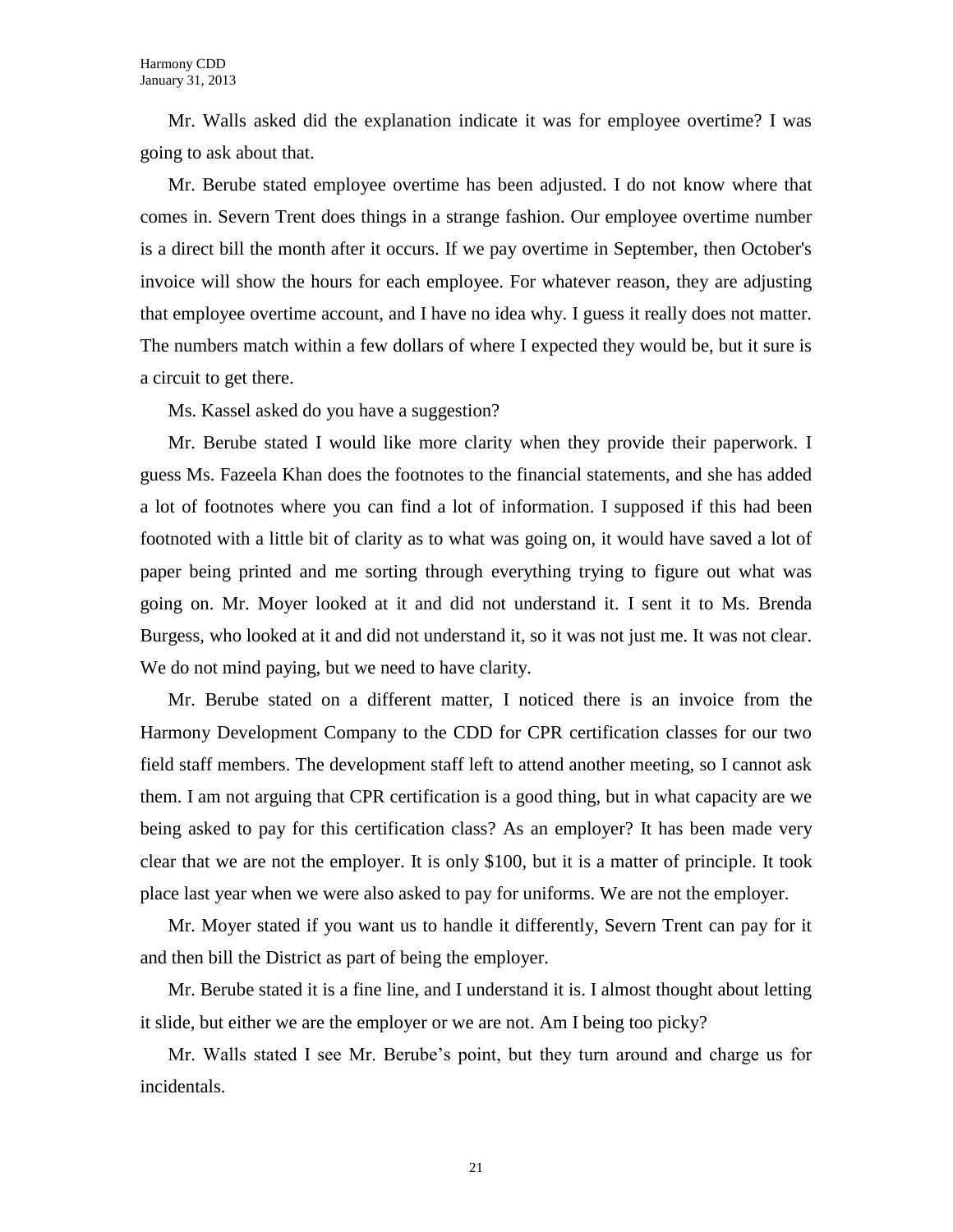Mr. Walls asked did the explanation indicate it was for employee overtime? I was going to ask about that.

Mr. Berube stated employee overtime has been adjusted. I do not know where that comes in. Severn Trent does things in a strange fashion. Our employee overtime number is a direct bill the month after it occurs. If we pay overtime in September, then October's invoice will show the hours for each employee. For whatever reason, they are adjusting that employee overtime account, and I have no idea why. I guess it really does not matter. The numbers match within a few dollars of where I expected they would be, but it sure is a circuit to get there.

Ms. Kassel asked do you have a suggestion?

Mr. Berube stated I would like more clarity when they provide their paperwork. I guess Ms. Fazeela Khan does the footnotes to the financial statements, and she has added a lot of footnotes where you can find a lot of information. I supposed if this had been footnoted with a little bit of clarity as to what was going on, it would have saved a lot of paper being printed and me sorting through everything trying to figure out what was going on. Mr. Moyer looked at it and did not understand it. I sent it to Ms. Brenda Burgess, who looked at it and did not understand it, so it was not just me. It was not clear. We do not mind paying, but we need to have clarity.

Mr. Berube stated on a different matter, I noticed there is an invoice from the Harmony Development Company to the CDD for CPR certification classes for our two field staff members. The development staff left to attend another meeting, so I cannot ask them. I am not arguing that CPR certification is a good thing, but in what capacity are we being asked to pay for this certification class? As an employer? It has been made very clear that we are not the employer. It is only $100, but it is a matter of principle. It took place last year when we were also asked to pay for uniforms. We are not the employer.

Mr. Moyer stated if you want us to handle it differently, Severn Trent can pay for it and then bill the District as part of being the employer.

Mr. Berube stated it is a fine line, and I understand it is. I almost thought about letting it slide, but either we are the employer or we are not. Am I being too picky?

Mr. Walls stated I see Mr. Berube's point, but they turn around and charge us for incidentals.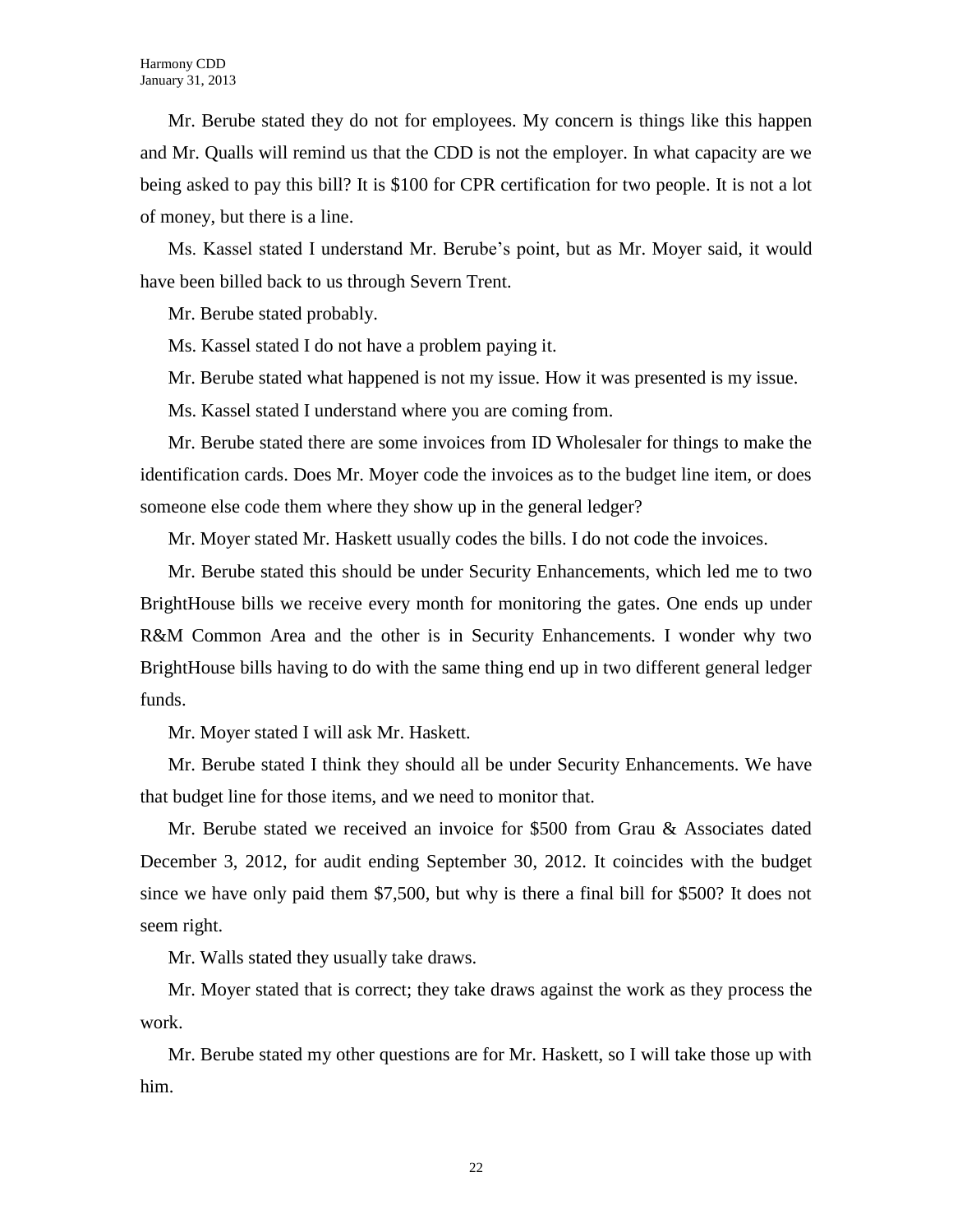Mr. Berube stated they do not for employees. My concern is things like this happen and Mr. Qualls will remind us that the CDD is not the employer. In what capacity are we being asked to pay this bill? It is $100 for CPR certification for two people. It is not a lot of money, but there is a line.

Ms. Kassel stated I understand Mr. Berube's point, but as Mr. Moyer said, it would have been billed back to us through Severn Trent.

Mr. Berube stated probably.

Ms. Kassel stated I do not have a problem paying it.

Mr. Berube stated what happened is not my issue. How it was presented is my issue.

Ms. Kassel stated I understand where you are coming from.

Mr. Berube stated there are some invoices from ID Wholesaler for things to make the identification cards. Does Mr. Moyer code the invoices as to the budget line item, or does someone else code them where they show up in the general ledger?

Mr. Moyer stated Mr. Haskett usually codes the bills. I do not code the invoices.

Mr. Berube stated this should be under Security Enhancements, which led me to two BrightHouse bills we receive every month for monitoring the gates. One ends up under R&M Common Area and the other is in Security Enhancements. I wonder why two BrightHouse bills having to do with the same thing end up in two different general ledger funds.

Mr. Moyer stated I will ask Mr. Haskett.

Mr. Berube stated I think they should all be under Security Enhancements. We have that budget line for those items, and we need to monitor that.

Mr. Berube stated we received an invoice for $500 from Grau & Associates dated December 3, 2012, for audit ending September 30, 2012. It coincides with the budget since we have only paid them $7,500, but why is there a final bill for $500? It does not seem right.

Mr. Walls stated they usually take draws.

Mr. Moyer stated that is correct; they take draws against the work as they process the work.

Mr. Berube stated my other questions are for Mr. Haskett, so I will take those up with him.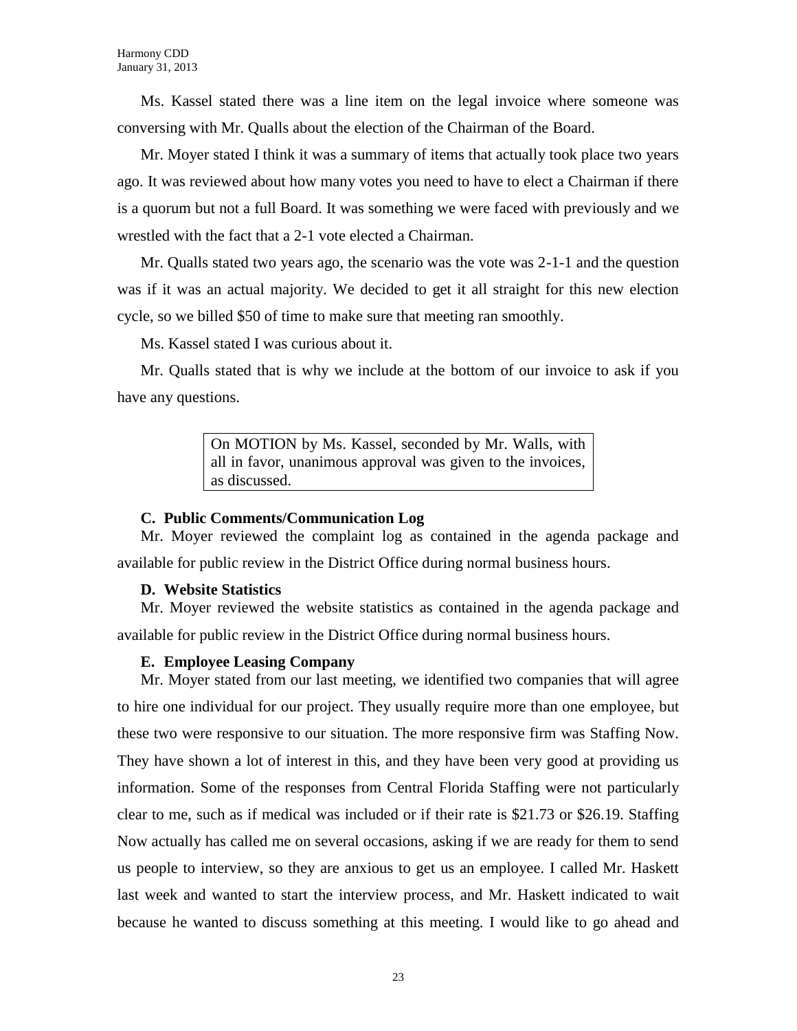Ms. Kassel stated there was a line item on the legal invoice where someone was conversing with Mr. Qualls about the election of the Chairman of the Board.

Mr. Moyer stated I think it was a summary of items that actually took place two years ago. It was reviewed about how many votes you need to have to elect a Chairman if there is a quorum but not a full Board. It was something we were faced with previously and we wrestled with the fact that a 2-1 vote elected a Chairman.

Mr. Qualls stated two years ago, the scenario was the vote was 2-1-1 and the question was if it was an actual majority. We decided to get it all straight for this new election cycle, so we billed $50 of time to make sure that meeting ran smoothly.

Ms. Kassel stated I was curious about it.

Mr. Qualls stated that is why we include at the bottom of our invoice to ask if you have any questions.

> On MOTION by Ms. Kassel, seconded by Mr. Walls, with all in favor, unanimous approval was given to the invoices, as discussed.

**C. Public Comments/Communication Log**

Mr. Moyer reviewed the complaint log as contained in the agenda package and available for public review in the District Office during normal business hours.

**D. Website Statistics**

Mr. Moyer reviewed the website statistics as contained in the agenda package and available for public review in the District Office during normal business hours.

**E. Employee Leasing Company**

Mr. Moyer stated from our last meeting, we identified two companies that will agree to hire one individual for our project. They usually require more than one employee, but these two were responsive to our situation. The more responsive firm was Staffing Now. They have shown a lot of interest in this, and they have been very good at providing us information. Some of the responses from Central Florida Staffing were not particularly clear to me, such as if medical was included or if their rate is $21.73 or $26.19. Staffing Now actually has called me on several occasions, asking if we are ready for them to send us people to interview, so they are anxious to get us an employee. I called Mr. Haskett last week and wanted to start the interview process, and Mr. Haskett indicated to wait because he wanted to discuss something at this meeting. I would like to go ahead and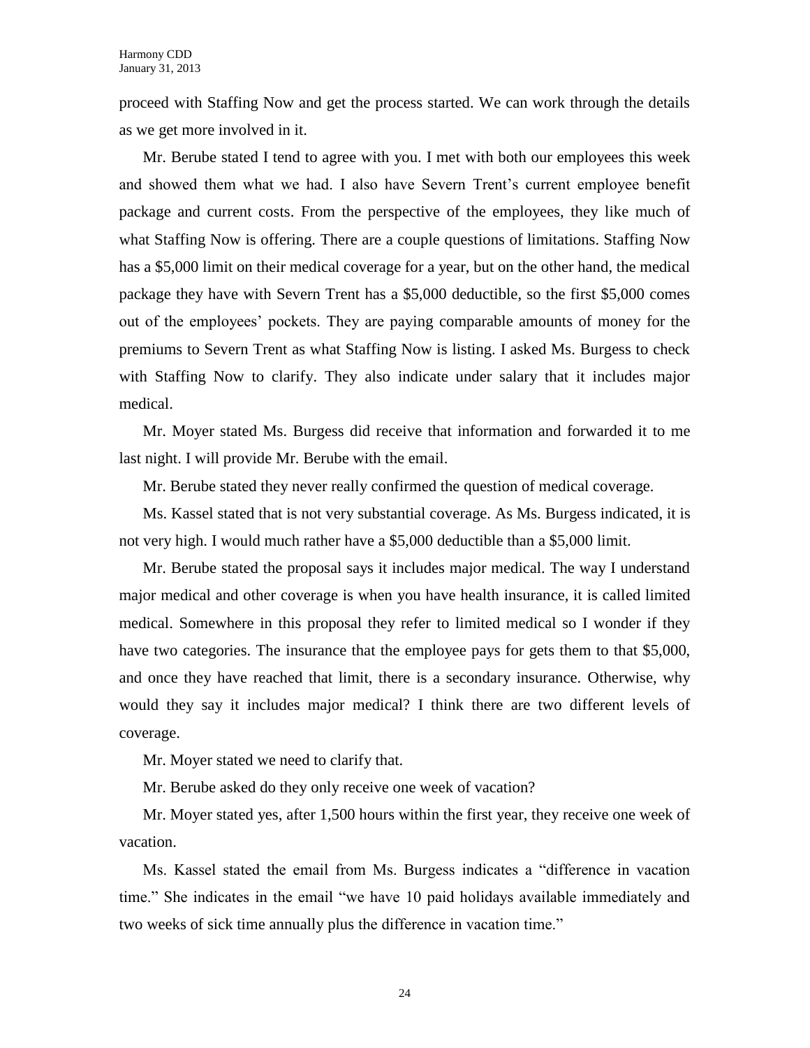proceed with Staffing Now and get the process started. We can work through the details as we get more involved in it.

Mr. Berube stated I tend to agree with you. I met with both our employees this week and showed them what we had. I also have Severn Trent's current employee benefit package and current costs. From the perspective of the employees, they like much of what Staffing Now is offering. There are a couple questions of limitations. Staffing Now has a $5,000 limit on their medical coverage for a year, but on the other hand, the medical package they have with Severn Trent has a $5,000 deductible, so the first $5,000 comes out of the employees' pockets. They are paying comparable amounts of money for the premiums to Severn Trent as what Staffing Now is listing. I asked Ms. Burgess to check with Staffing Now to clarify. They also indicate under salary that it includes major medical.

Mr. Moyer stated Ms. Burgess did receive that information and forwarded it to me last night. I will provide Mr. Berube with the email.

Mr. Berube stated they never really confirmed the question of medical coverage.

Ms. Kassel stated that is not very substantial coverage. As Ms. Burgess indicated, it is not very high. I would much rather have a $5,000 deductible than a $5,000 limit.

Mr. Berube stated the proposal says it includes major medical. The way I understand major medical and other coverage is when you have health insurance, it is called limited medical. Somewhere in this proposal they refer to limited medical so I wonder if they have two categories. The insurance that the employee pays for gets them to that $5,000, and once they have reached that limit, there is a secondary insurance. Otherwise, why would they say it includes major medical? I think there are two different levels of coverage.

Mr. Moyer stated we need to clarify that.

Mr. Berube asked do they only receive one week of vacation?

Mr. Moyer stated yes, after 1,500 hours within the first year, they receive one week of vacation.

Ms. Kassel stated the email from Ms. Burgess indicates a "difference in vacation time." She indicates in the email "we have 10 paid holidays available immediately and two weeks of sick time annually plus the difference in vacation time."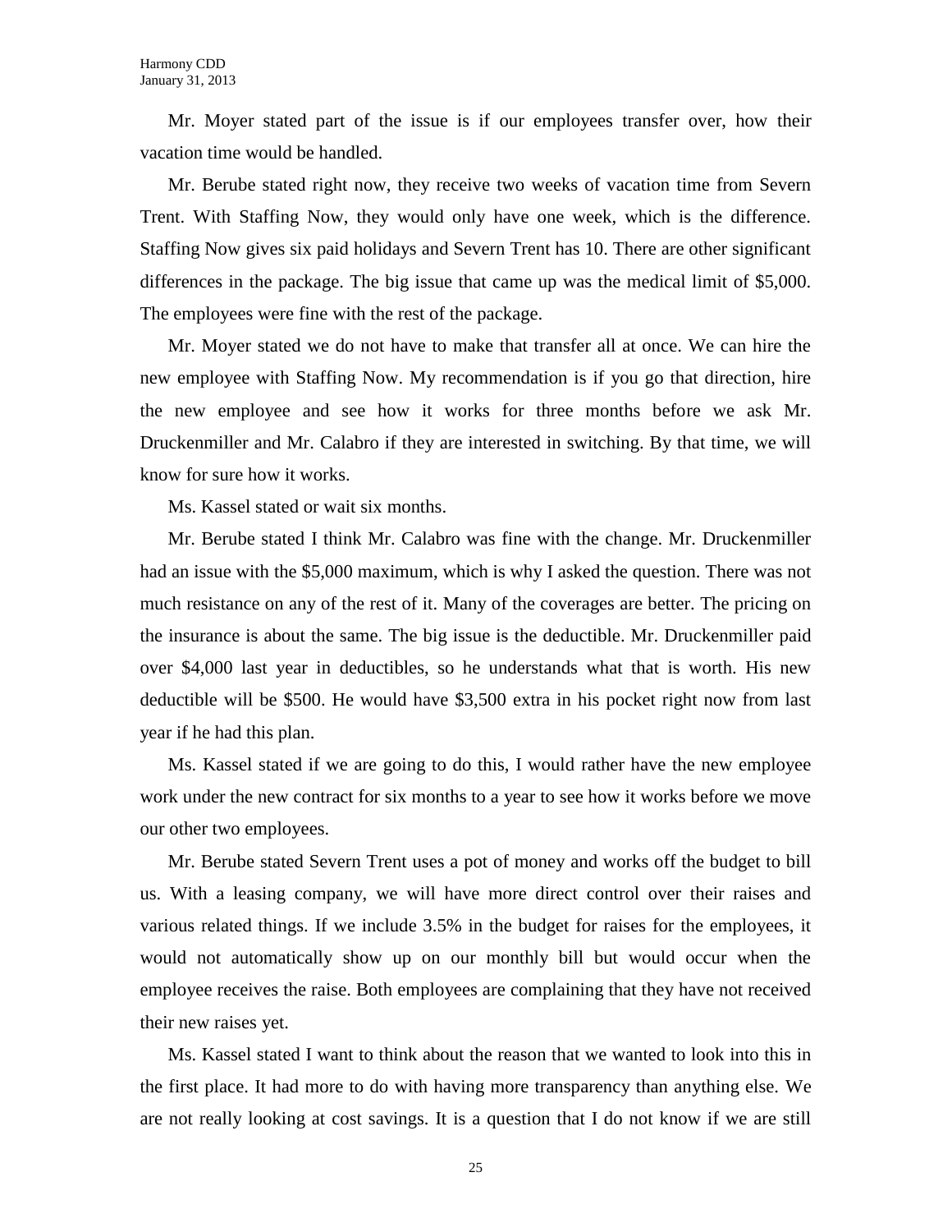Mr. Moyer stated part of the issue is if our employees transfer over, how their vacation time would be handled.

Mr. Berube stated right now, they receive two weeks of vacation time from Severn Trent. With Staffing Now, they would only have one week, which is the difference. Staffing Now gives six paid holidays and Severn Trent has 10. There are other significant differences in the package. The big issue that came up was the medical limit of $5,000. The employees were fine with the rest of the package.

Mr. Moyer stated we do not have to make that transfer all at once. We can hire the new employee with Staffing Now. My recommendation is if you go that direction, hire the new employee and see how it works for three months before we ask Mr. Druckenmiller and Mr. Calabro if they are interested in switching. By that time, we will know for sure how it works.

Ms. Kassel stated or wait six months.

Mr. Berube stated I think Mr. Calabro was fine with the change. Mr. Druckenmiller had an issue with the $5,000 maximum, which is why I asked the question. There was not much resistance on any of the rest of it. Many of the coverages are better. The pricing on the insurance is about the same. The big issue is the deductible. Mr. Druckenmiller paid over $4,000 last year in deductibles, so he understands what that is worth. His new deductible will be $500. He would have $3,500 extra in his pocket right now from last year if he had this plan.

Ms. Kassel stated if we are going to do this, I would rather have the new employee work under the new contract for six months to a year to see how it works before we move our other two employees.

Mr. Berube stated Severn Trent uses a pot of money and works off the budget to bill us. With a leasing company, we will have more direct control over their raises and various related things. If we include 3.5% in the budget for raises for the employees, it would not automatically show up on our monthly bill but would occur when the employee receives the raise. Both employees are complaining that they have not received their new raises yet.

Ms. Kassel stated I want to think about the reason that we wanted to look into this in the first place. It had more to do with having more transparency than anything else. We are not really looking at cost savings. It is a question that I do not know if we are still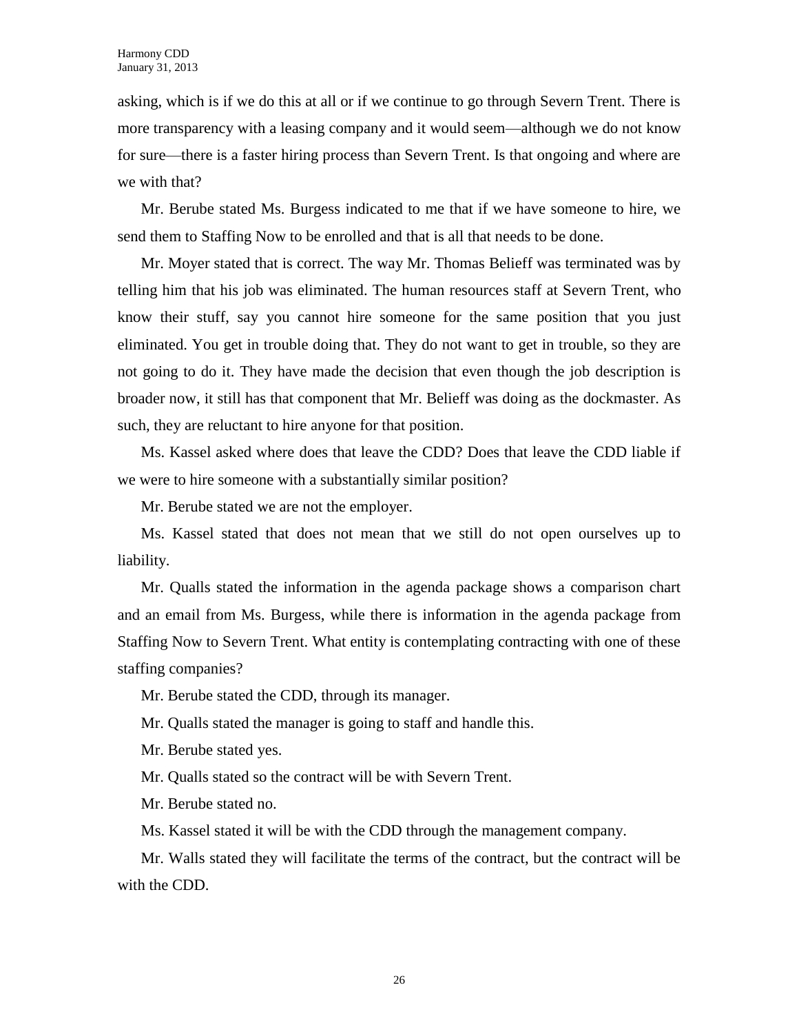asking, which is if we do this at all or if we continue to go through Severn Trent. There is more transparency with a leasing company and it would seem—although we do not know for sure—there is a faster hiring process than Severn Trent. Is that ongoing and where are we with that?

Mr. Berube stated Ms. Burgess indicated to me that if we have someone to hire, we send them to Staffing Now to be enrolled and that is all that needs to be done.

Mr. Moyer stated that is correct. The way Mr. Thomas Belieff was terminated was by telling him that his job was eliminated. The human resources staff at Severn Trent, who know their stuff, say you cannot hire someone for the same position that you just eliminated. You get in trouble doing that. They do not want to get in trouble, so they are not going to do it. They have made the decision that even though the job description is broader now, it still has that component that Mr. Belieff was doing as the dockmaster. As such, they are reluctant to hire anyone for that position.

Ms. Kassel asked where does that leave the CDD? Does that leave the CDD liable if we were to hire someone with a substantially similar position?

Mr. Berube stated we are not the employer.

Ms. Kassel stated that does not mean that we still do not open ourselves up to liability.

Mr. Qualls stated the information in the agenda package shows a comparison chart and an email from Ms. Burgess, while there is information in the agenda package from Staffing Now to Severn Trent. What entity is contemplating contracting with one of these staffing companies?

Mr. Berube stated the CDD, through its manager.

Mr. Qualls stated the manager is going to staff and handle this.

Mr. Berube stated yes.

Mr. Qualls stated so the contract will be with Severn Trent.

Mr. Berube stated no.

Ms. Kassel stated it will be with the CDD through the management company.

Mr. Walls stated they will facilitate the terms of the contract, but the contract will be with the CDD.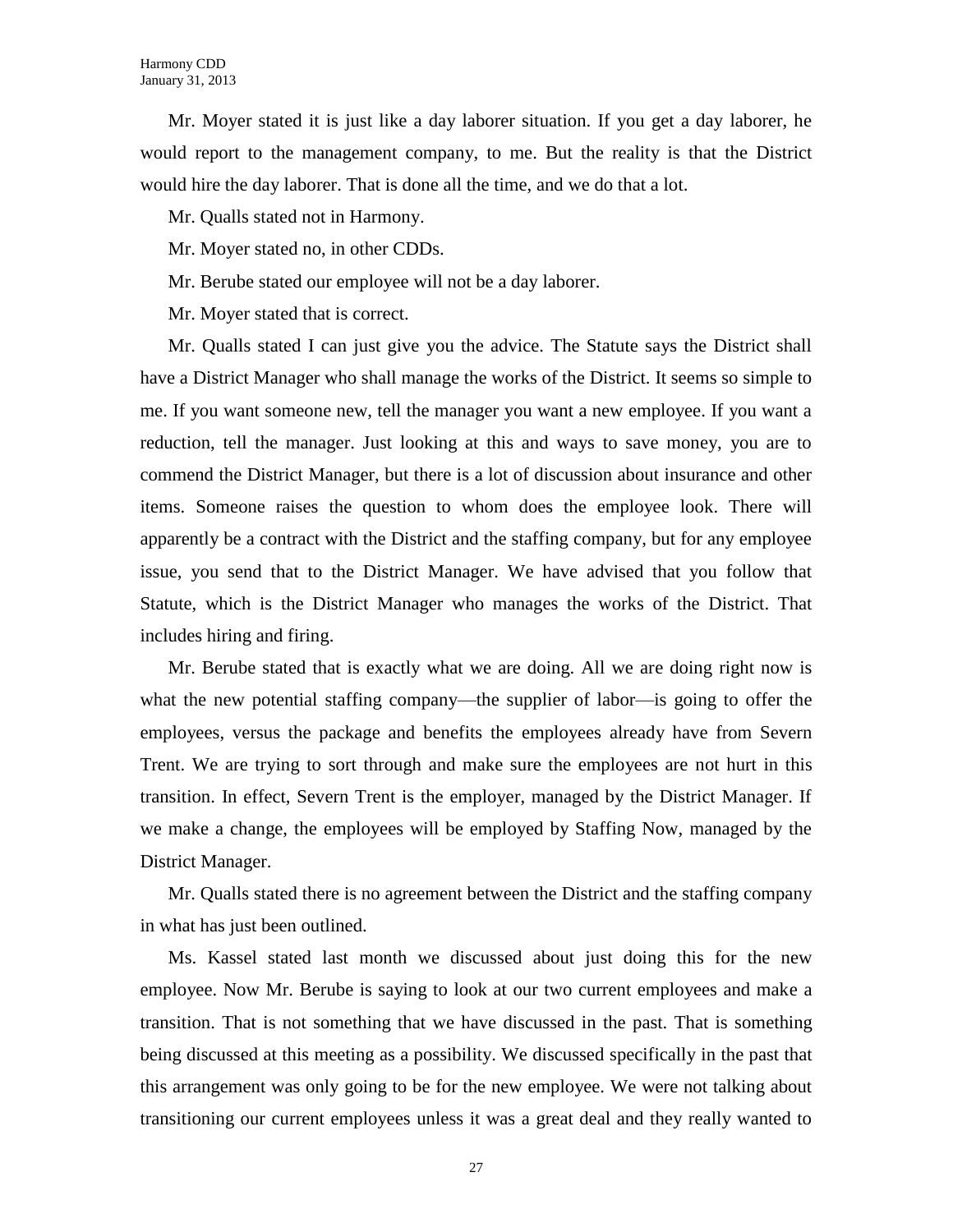Mr. Moyer stated it is just like a day laborer situation. If you get a day laborer, he would report to the management company, to me. But the reality is that the District would hire the day laborer. That is done all the time, and we do that a lot.

Mr. Qualls stated not in Harmony.

Mr. Moyer stated no, in other CDDs.

Mr. Berube stated our employee will not be a day laborer.

Mr. Moyer stated that is correct.

Mr. Qualls stated I can just give you the advice. The Statute says the District shall have a District Manager who shall manage the works of the District. It seems so simple to me. If you want someone new, tell the manager you want a new employee. If you want a reduction, tell the manager. Just looking at this and ways to save money, you are to commend the District Manager, but there is a lot of discussion about insurance and other items. Someone raises the question to whom does the employee look. There will apparently be a contract with the District and the staffing company, but for any employee issue, you send that to the District Manager. We have advised that you follow that Statute, which is the District Manager who manages the works of the District. That includes hiring and firing.

Mr. Berube stated that is exactly what we are doing. All we are doing right now is what the new potential staffing company—the supplier of labor—is going to offer the employees, versus the package and benefits the employees already have from Severn Trent. We are trying to sort through and make sure the employees are not hurt in this transition. In effect, Severn Trent is the employer, managed by the District Manager. If we make a change, the employees will be employed by Staffing Now, managed by the District Manager.

Mr. Qualls stated there is no agreement between the District and the staffing company in what has just been outlined.

Ms. Kassel stated last month we discussed about just doing this for the new employee. Now Mr. Berube is saying to look at our two current employees and make a transition. That is not something that we have discussed in the past. That is something being discussed at this meeting as a possibility. We discussed specifically in the past that this arrangement was only going to be for the new employee. We were not talking about transitioning our current employees unless it was a great deal and they really wanted to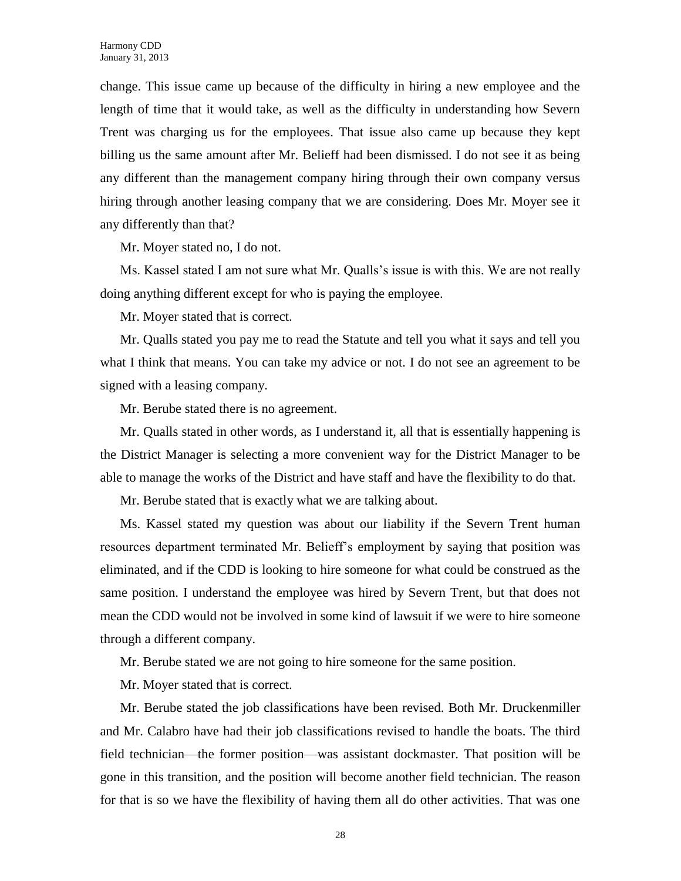change. This issue came up because of the difficulty in hiring a new employee and the length of time that it would take, as well as the difficulty in understanding how Severn Trent was charging us for the employees. That issue also came up because they kept billing us the same amount after Mr. Belieff had been dismissed. I do not see it as being any different than the management company hiring through their own company versus hiring through another leasing company that we are considering. Does Mr. Moyer see it any differently than that?

Mr. Moyer stated no, I do not.

Ms. Kassel stated I am not sure what Mr. Qualls's issue is with this. We are not really doing anything different except for who is paying the employee.

Mr. Moyer stated that is correct.

Mr. Qualls stated you pay me to read the Statute and tell you what it says and tell you what I think that means. You can take my advice or not. I do not see an agreement to be signed with a leasing company.

Mr. Berube stated there is no agreement.

Mr. Qualls stated in other words, as I understand it, all that is essentially happening is the District Manager is selecting a more convenient way for the District Manager to be able to manage the works of the District and have staff and have the flexibility to do that.

Mr. Berube stated that is exactly what we are talking about.

Ms. Kassel stated my question was about our liability if the Severn Trent human resources department terminated Mr. Belieff's employment by saying that position was eliminated, and if the CDD is looking to hire someone for what could be construed as the same position. I understand the employee was hired by Severn Trent, but that does not mean the CDD would not be involved in some kind of lawsuit if we were to hire someone through a different company.

Mr. Berube stated we are not going to hire someone for the same position.

Mr. Moyer stated that is correct.

Mr. Berube stated the job classifications have been revised. Both Mr. Druckenmiller and Mr. Calabro have had their job classifications revised to handle the boats. The third field technician—the former position—was assistant dockmaster. That position will be gone in this transition, and the position will become another field technician. The reason for that is so we have the flexibility of having them all do other activities. That was one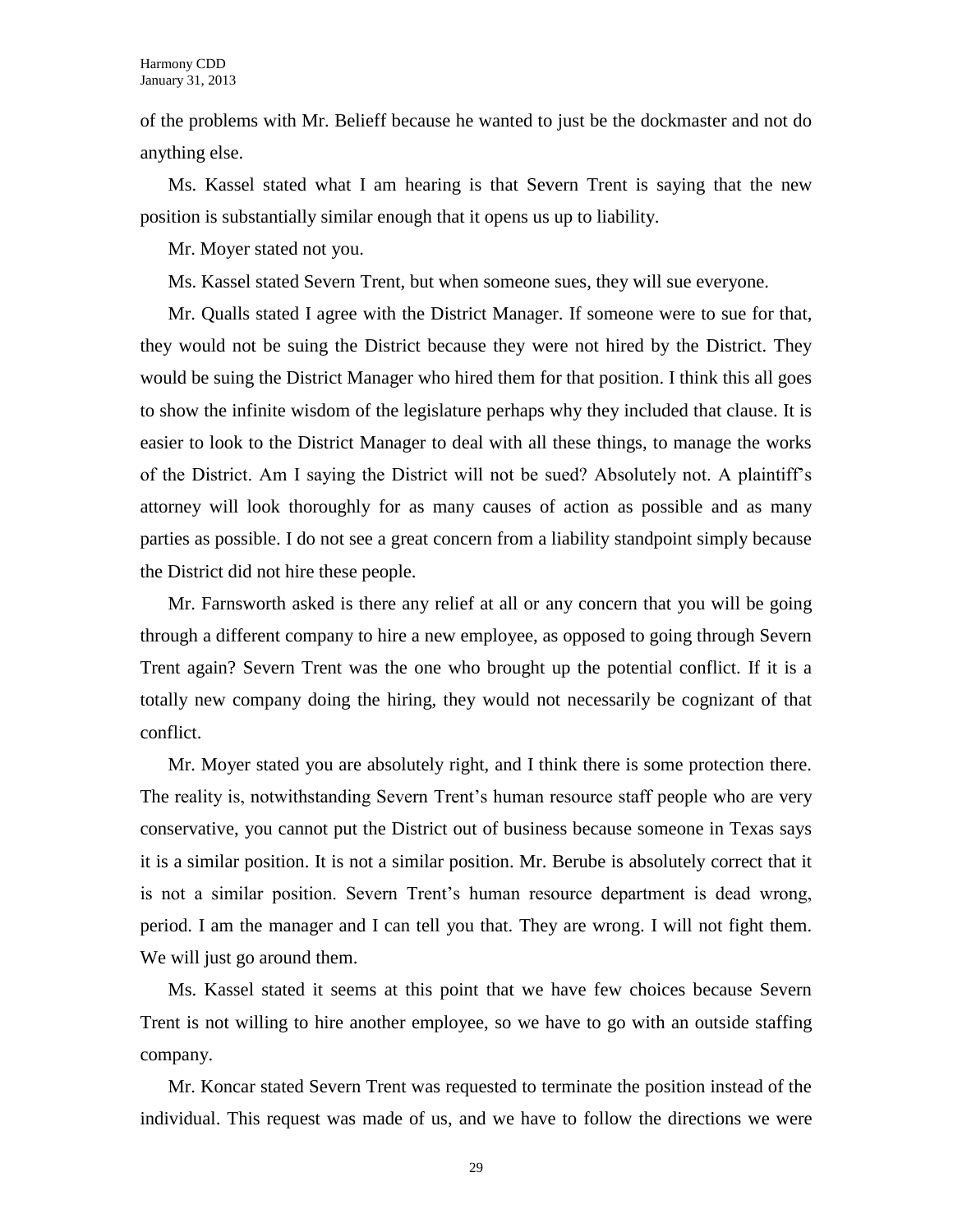of the problems with Mr. Belieff because he wanted to just be the dockmaster and not do anything else.

Ms. Kassel stated what I am hearing is that Severn Trent is saying that the new position is substantially similar enough that it opens us up to liability.

Mr. Moyer stated not you.

Ms. Kassel stated Severn Trent, but when someone sues, they will sue everyone.

Mr. Qualls stated I agree with the District Manager. If someone were to sue for that, they would not be suing the District because they were not hired by the District. They would be suing the District Manager who hired them for that position. I think this all goes to show the infinite wisdom of the legislature perhaps why they included that clause. It is easier to look to the District Manager to deal with all these things, to manage the works of the District. Am I saying the District will not be sued? Absolutely not. A plaintiff's attorney will look thoroughly for as many causes of action as possible and as many parties as possible. I do not see a great concern from a liability standpoint simply because the District did not hire these people.

Mr. Farnsworth asked is there any relief at all or any concern that you will be going through a different company to hire a new employee, as opposed to going through Severn Trent again? Severn Trent was the one who brought up the potential conflict. If it is a totally new company doing the hiring, they would not necessarily be cognizant of that conflict.

Mr. Moyer stated you are absolutely right, and I think there is some protection there. The reality is, notwithstanding Severn Trent's human resource staff people who are very conservative, you cannot put the District out of business because someone in Texas says it is a similar position. It is not a similar position. Mr. Berube is absolutely correct that it is not a similar position. Severn Trent's human resource department is dead wrong, period. I am the manager and I can tell you that. They are wrong. I will not fight them. We will just go around them.

Ms. Kassel stated it seems at this point that we have few choices because Severn Trent is not willing to hire another employee, so we have to go with an outside staffing company.

Mr. Koncar stated Severn Trent was requested to terminate the position instead of the individual. This request was made of us, and we have to follow the directions we were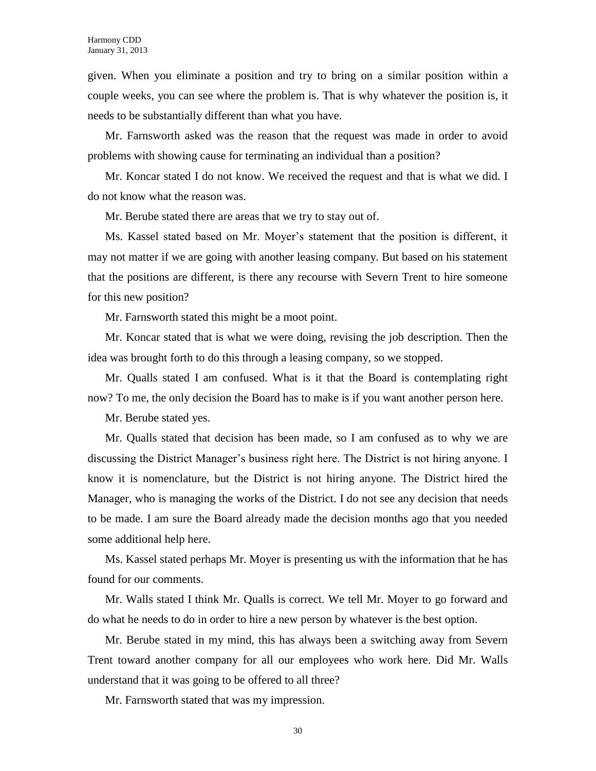given. When you eliminate a position and try to bring on a similar position within a couple weeks, you can see where the problem is. That is why whatever the position is, it needs to be substantially different than what you have.

Mr. Farnsworth asked was the reason that the request was made in order to avoid problems with showing cause for terminating an individual than a position?

Mr. Koncar stated I do not know. We received the request and that is what we did. I do not know what the reason was.

Mr. Berube stated there are areas that we try to stay out of.

Ms. Kassel stated based on Mr. Moyer's statement that the position is different, it may not matter if we are going with another leasing company. But based on his statement that the positions are different, is there any recourse with Severn Trent to hire someone for this new position?

Mr. Farnsworth stated this might be a moot point.

Mr. Koncar stated that is what we were doing, revising the job description. Then the idea was brought forth to do this through a leasing company, so we stopped.

Mr. Qualls stated I am confused. What is it that the Board is contemplating right now? To me, the only decision the Board has to make is if you want another person here.

Mr. Berube stated yes.

Mr. Qualls stated that decision has been made, so I am confused as to why we are discussing the District Manager's business right here. The District is not hiring anyone. I know it is nomenclature, but the District is not hiring anyone. The District hired the Manager, who is managing the works of the District. I do not see any decision that needs to be made. I am sure the Board already made the decision months ago that you needed some additional help here.

Ms. Kassel stated perhaps Mr. Moyer is presenting us with the information that he has found for our comments.

Mr. Walls stated I think Mr. Qualls is correct. We tell Mr. Moyer to go forward and do what he needs to do in order to hire a new person by whatever is the best option.

Mr. Berube stated in my mind, this has always been a switching away from Severn Trent toward another company for all our employees who work here. Did Mr. Walls understand that it was going to be offered to all three?

Mr. Farnsworth stated that was my impression.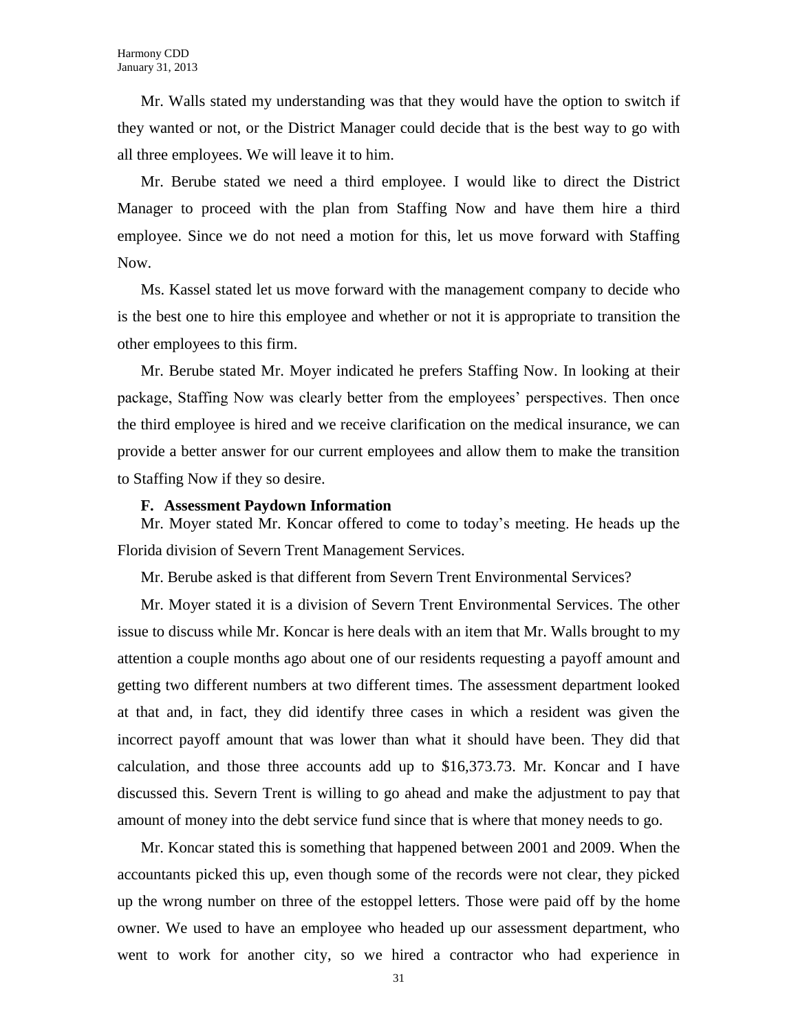Mr. Walls stated my understanding was that they would have the option to switch if they wanted or not, or the District Manager could decide that is the best way to go with all three employees. We will leave it to him.

Mr. Berube stated we need a third employee. I would like to direct the District Manager to proceed with the plan from Staffing Now and have them hire a third employee. Since we do not need a motion for this, let us move forward with Staffing Now.

Ms. Kassel stated let us move forward with the management company to decide who is the best one to hire this employee and whether or not it is appropriate to transition the other employees to this firm.

Mr. Berube stated Mr. Moyer indicated he prefers Staffing Now. In looking at their package, Staffing Now was clearly better from the employees' perspectives. Then once the third employee is hired and we receive clarification on the medical insurance, we can provide a better answer for our current employees and allow them to make the transition to Staffing Now if they so desire.

**F. Assessment Paydown Information**

Mr. Moyer stated Mr. Koncar offered to come to today's meeting. He heads up the Florida division of Severn Trent Management Services.

Mr. Berube asked is that different from Severn Trent Environmental Services?

Mr. Moyer stated it is a division of Severn Trent Environmental Services. The other issue to discuss while Mr. Koncar is here deals with an item that Mr. Walls brought to my attention a couple months ago about one of our residents requesting a payoff amount and getting two different numbers at two different times. The assessment department looked at that and, in fact, they did identify three cases in which a resident was given the incorrect payoff amount that was lower than what it should have been. They did that calculation, and those three accounts add up to $16,373.73. Mr. Koncar and I have discussed this. Severn Trent is willing to go ahead and make the adjustment to pay that amount of money into the debt service fund since that is where that money needs to go.

Mr. Koncar stated this is something that happened between 2001 and 2009. When the accountants picked this up, even though some of the records were not clear, they picked up the wrong number on three of the estoppel letters. Those were paid off by the home owner. We used to have an employee who headed up our assessment department, who went to work for another city, so we hired a contractor who had experience in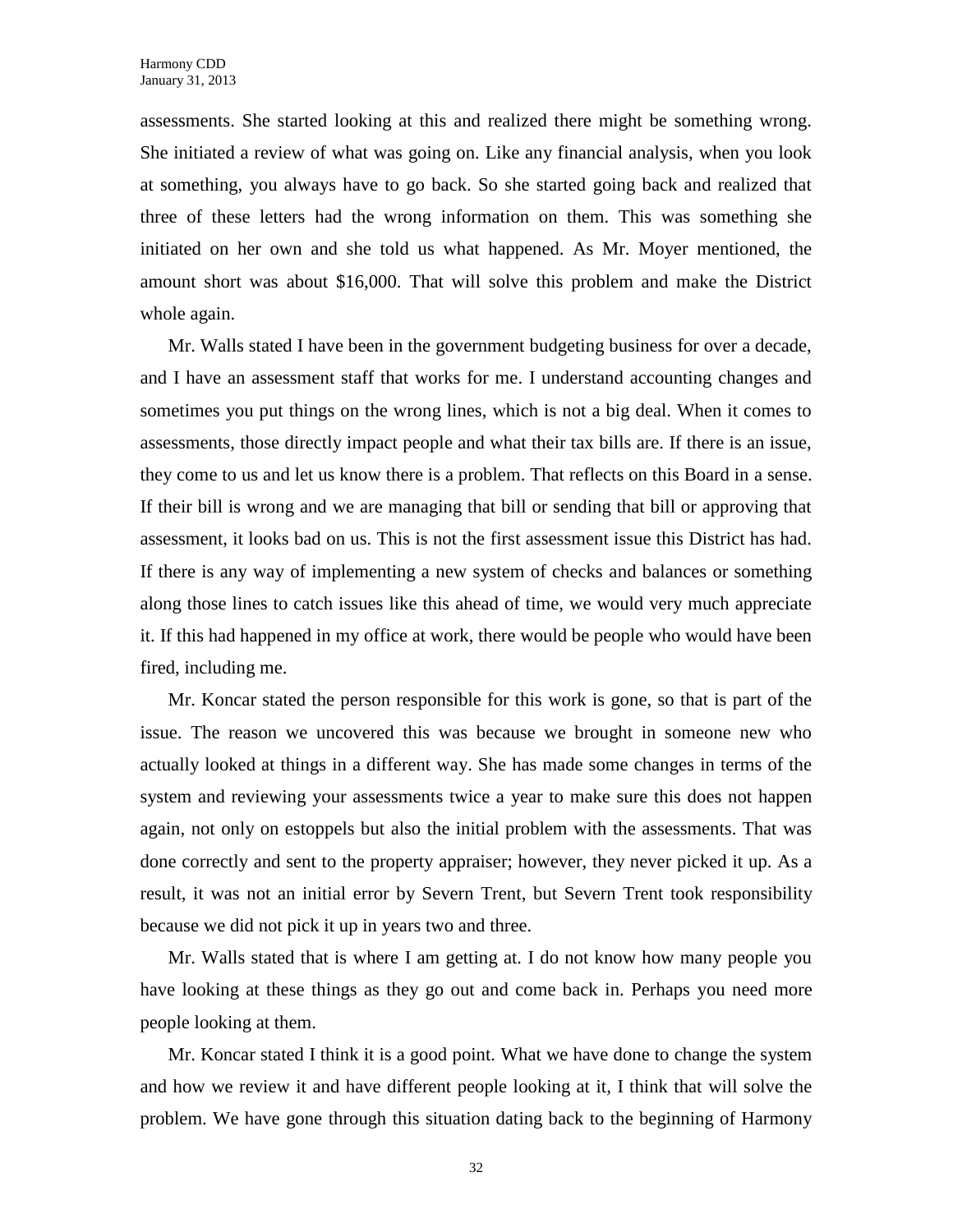assessments. She started looking at this and realized there might be something wrong. She initiated a review of what was going on. Like any financial analysis, when you look at something, you always have to go back. So she started going back and realized that three of these letters had the wrong information on them. This was something she initiated on her own and she told us what happened. As Mr. Moyer mentioned, the amount short was about $16,000. That will solve this problem and make the District whole again.

Mr. Walls stated I have been in the government budgeting business for over a decade, and I have an assessment staff that works for me. I understand accounting changes and sometimes you put things on the wrong lines, which is not a big deal. When it comes to assessments, those directly impact people and what their tax bills are. If there is an issue, they come to us and let us know there is a problem. That reflects on this Board in a sense. If their bill is wrong and we are managing that bill or sending that bill or approving that assessment, it looks bad on us. This is not the first assessment issue this District has had. If there is any way of implementing a new system of checks and balances or something along those lines to catch issues like this ahead of time, we would very much appreciate it. If this had happened in my office at work, there would be people who would have been fired, including me.

Mr. Koncar stated the person responsible for this work is gone, so that is part of the issue. The reason we uncovered this was because we brought in someone new who actually looked at things in a different way. She has made some changes in terms of the system and reviewing your assessments twice a year to make sure this does not happen again, not only on estoppels but also the initial problem with the assessments. That was done correctly and sent to the property appraiser; however, they never picked it up. As a result, it was not an initial error by Severn Trent, but Severn Trent took responsibility because we did not pick it up in years two and three.

Mr. Walls stated that is where I am getting at. I do not know how many people you have looking at these things as they go out and come back in. Perhaps you need more people looking at them.

Mr. Koncar stated I think it is a good point. What we have done to change the system and how we review it and have different people looking at it, I think that will solve the problem. We have gone through this situation dating back to the beginning of Harmony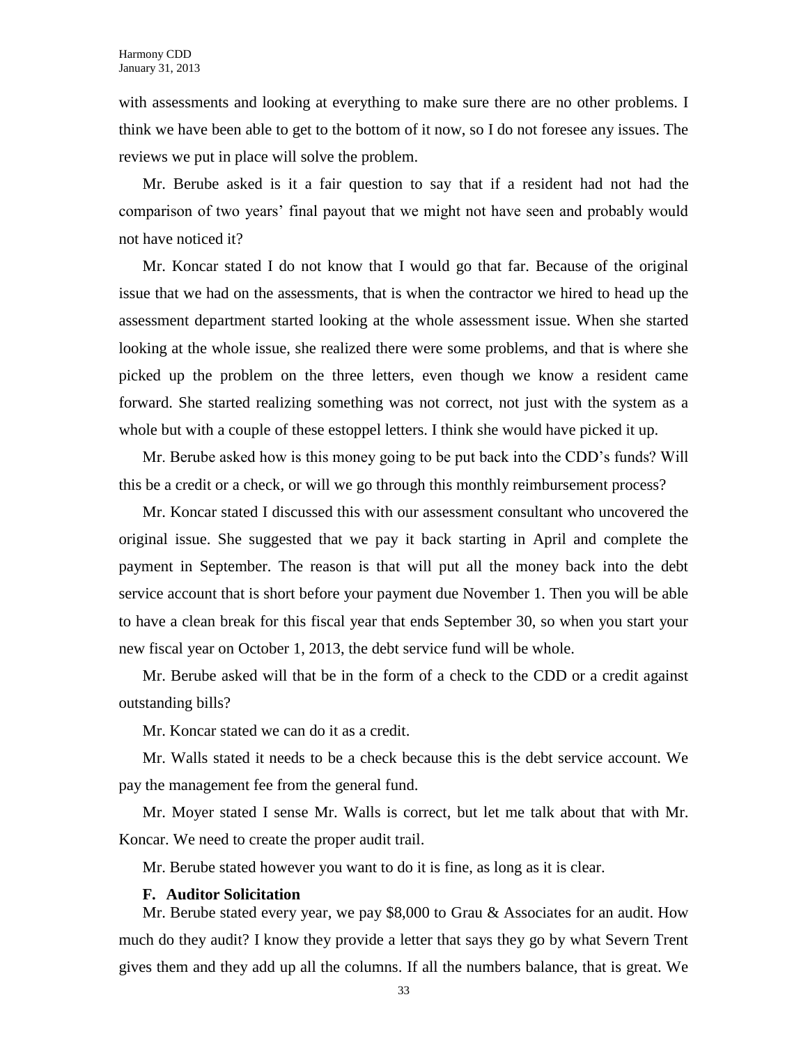with assessments and looking at everything to make sure there are no other problems. I think we have been able to get to the bottom of it now, so I do not foresee any issues. The reviews we put in place will solve the problem.

Mr. Berube asked is it a fair question to say that if a resident had not had the comparison of two years' final payout that we might not have seen and probably would not have noticed it?

Mr. Koncar stated I do not know that I would go that far. Because of the original issue that we had on the assessments, that is when the contractor we hired to head up the assessment department started looking at the whole assessment issue. When she started looking at the whole issue, she realized there were some problems, and that is where she picked up the problem on the three letters, even though we know a resident came forward. She started realizing something was not correct, not just with the system as a whole but with a couple of these estoppel letters. I think she would have picked it up.

Mr. Berube asked how is this money going to be put back into the CDD's funds? Will this be a credit or a check, or will we go through this monthly reimbursement process?

Mr. Koncar stated I discussed this with our assessment consultant who uncovered the original issue. She suggested that we pay it back starting in April and complete the payment in September. The reason is that will put all the money back into the debt service account that is short before your payment due November 1. Then you will be able to have a clean break for this fiscal year that ends September 30, so when you start your new fiscal year on October 1, 2013, the debt service fund will be whole.

Mr. Berube asked will that be in the form of a check to the CDD or a credit against outstanding bills?

Mr. Koncar stated we can do it as a credit.

Mr. Walls stated it needs to be a check because this is the debt service account. We pay the management fee from the general fund.

Mr. Moyer stated I sense Mr. Walls is correct, but let me talk about that with Mr. Koncar. We need to create the proper audit trail.

Mr. Berube stated however you want to do it is fine, as long as it is clear.

### F. Auditor Solicitation

Mr. Berube stated every year, we pay $8,000 to Grau & Associates for an audit. How much do they audit? I know they provide a letter that says they go by what Severn Trent gives them and they add up all the columns. If all the numbers balance, that is great. We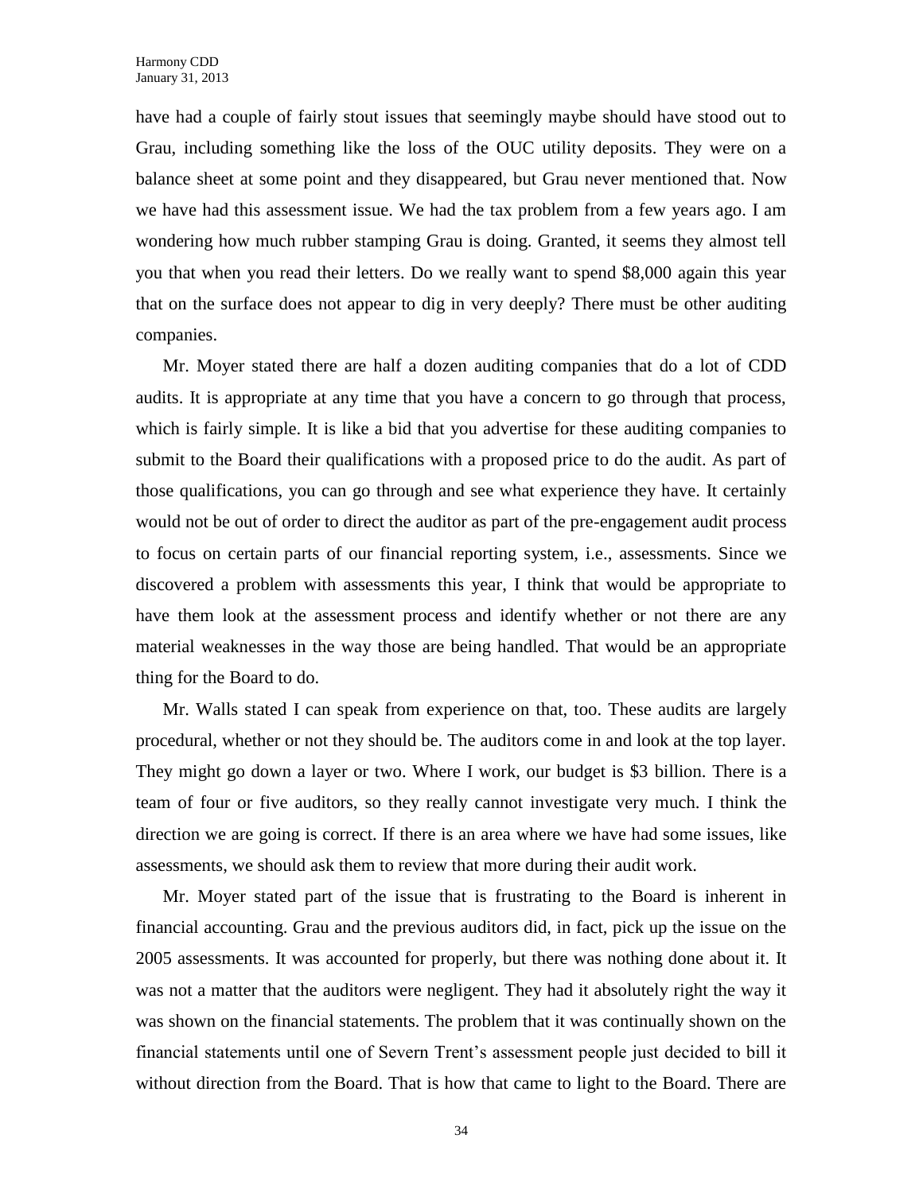have had a couple of fairly stout issues that seemingly maybe should have stood out to Grau, including something like the loss of the OUC utility deposits. They were on a balance sheet at some point and they disappeared, but Grau never mentioned that. Now we have had this assessment issue. We had the tax problem from a few years ago. I am wondering how much rubber stamping Grau is doing. Granted, it seems they almost tell you that when you read their letters. Do we really want to spend $8,000 again this year that on the surface does not appear to dig in very deeply? There must be other auditing companies.

Mr. Moyer stated there are half a dozen auditing companies that do a lot of CDD audits. It is appropriate at any time that you have a concern to go through that process, which is fairly simple. It is like a bid that you advertise for these auditing companies to submit to the Board their qualifications with a proposed price to do the audit. As part of those qualifications, you can go through and see what experience they have. It certainly would not be out of order to direct the auditor as part of the pre-engagement audit process to focus on certain parts of our financial reporting system, i.e., assessments. Since we discovered a problem with assessments this year, I think that would be appropriate to have them look at the assessment process and identify whether or not there are any material weaknesses in the way those are being handled. That would be an appropriate thing for the Board to do.

Mr. Walls stated I can speak from experience on that, too. These audits are largely procedural, whether or not they should be. The auditors come in and look at the top layer. They might go down a layer or two. Where I work, our budget is $3 billion. There is a team of four or five auditors, so they really cannot investigate very much. I think the direction we are going is correct. If there is an area where we have had some issues, like assessments, we should ask them to review that more during their audit work.

Mr. Moyer stated part of the issue that is frustrating to the Board is inherent in financial accounting. Grau and the previous auditors did, in fact, pick up the issue on the 2005 assessments. It was accounted for properly, but there was nothing done about it. It was not a matter that the auditors were negligent. They had it absolutely right the way it was shown on the financial statements. The problem that it was continually shown on the financial statements until one of Severn Trent's assessment people just decided to bill it without direction from the Board. That is how that came to light to the Board. There are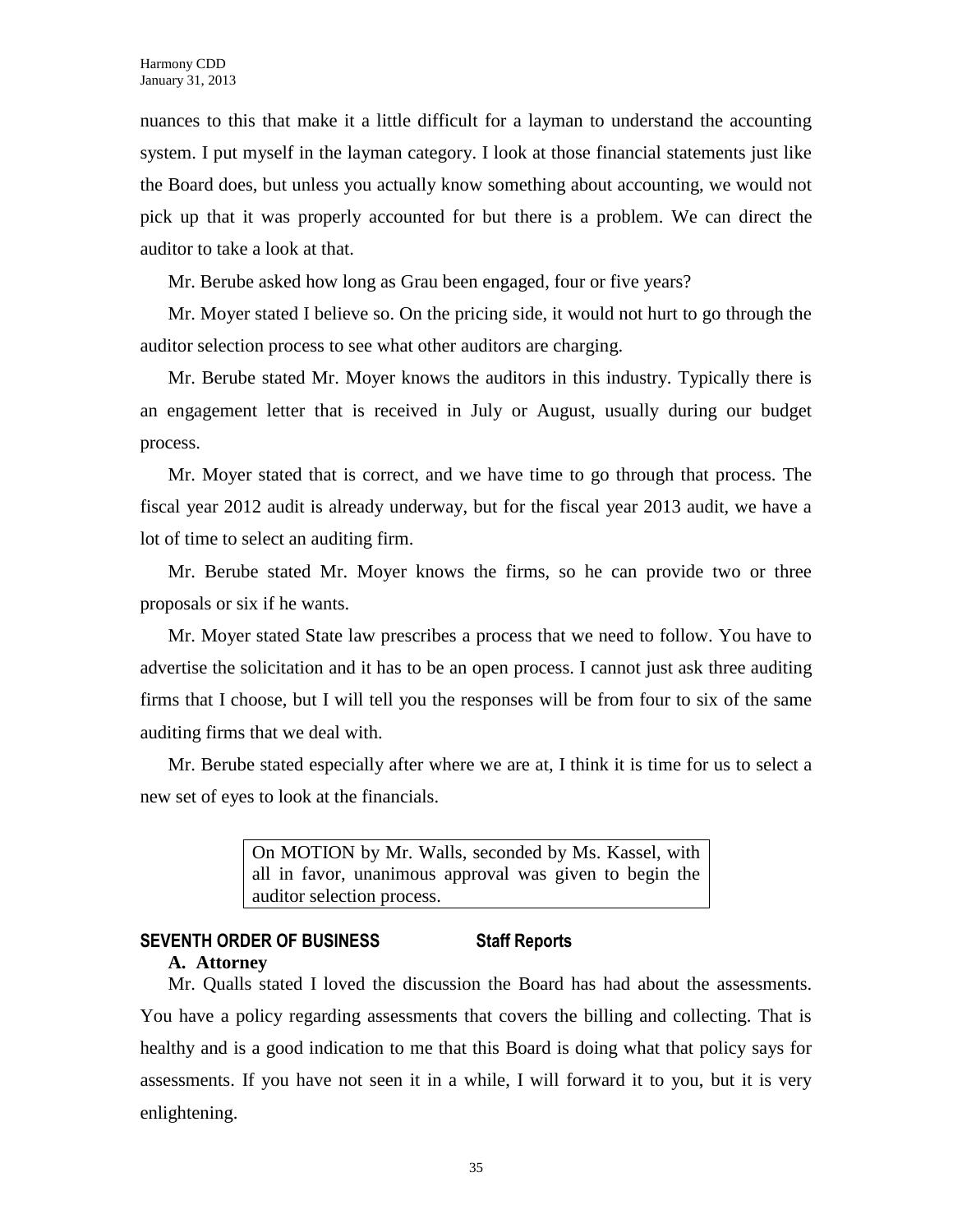nuances to this that make it a little difficult for a layman to understand the accounting system. I put myself in the layman category. I look at those financial statements just like the Board does, but unless you actually know something about accounting, we would not pick up that it was properly accounted for but there is a problem. We can direct the auditor to take a look at that.

Mr. Berube asked how long as Grau been engaged, four or five years?

Mr. Moyer stated I believe so. On the pricing side, it would not hurt to go through the auditor selection process to see what other auditors are charging.

Mr. Berube stated Mr. Moyer knows the auditors in this industry. Typically there is an engagement letter that is received in July or August, usually during our budget process.

Mr. Moyer stated that is correct, and we have time to go through that process. The fiscal year 2012 audit is already underway, but for the fiscal year 2013 audit, we have a lot of time to select an auditing firm.

Mr. Berube stated Mr. Moyer knows the firms, so he can provide two or three proposals or six if he wants.

Mr. Moyer stated State law prescribes a process that we need to follow. You have to advertise the solicitation and it has to be an open process. I cannot just ask three auditing firms that I choose, but I will tell you the responses will be from four to six of the same auditing firms that we deal with.

Mr. Berube stated especially after where we are at, I think it is time for us to select a new set of eyes to look at the financials.

On MOTION by Mr. Walls, seconded by Ms. Kassel, with all in favor, unanimous approval was given to begin the auditor selection process.

## SEVENTH ORDER OF BUSINESS Staff Reports

### A. Attorney

Mr. Qualls stated I loved the discussion the Board has had about the assessments. You have a policy regarding assessments that covers the billing and collecting. That is healthy and is a good indication to me that this Board is doing what that policy says for assessments. If you have not seen it in a while, I will forward it to you, but it is very enlightening.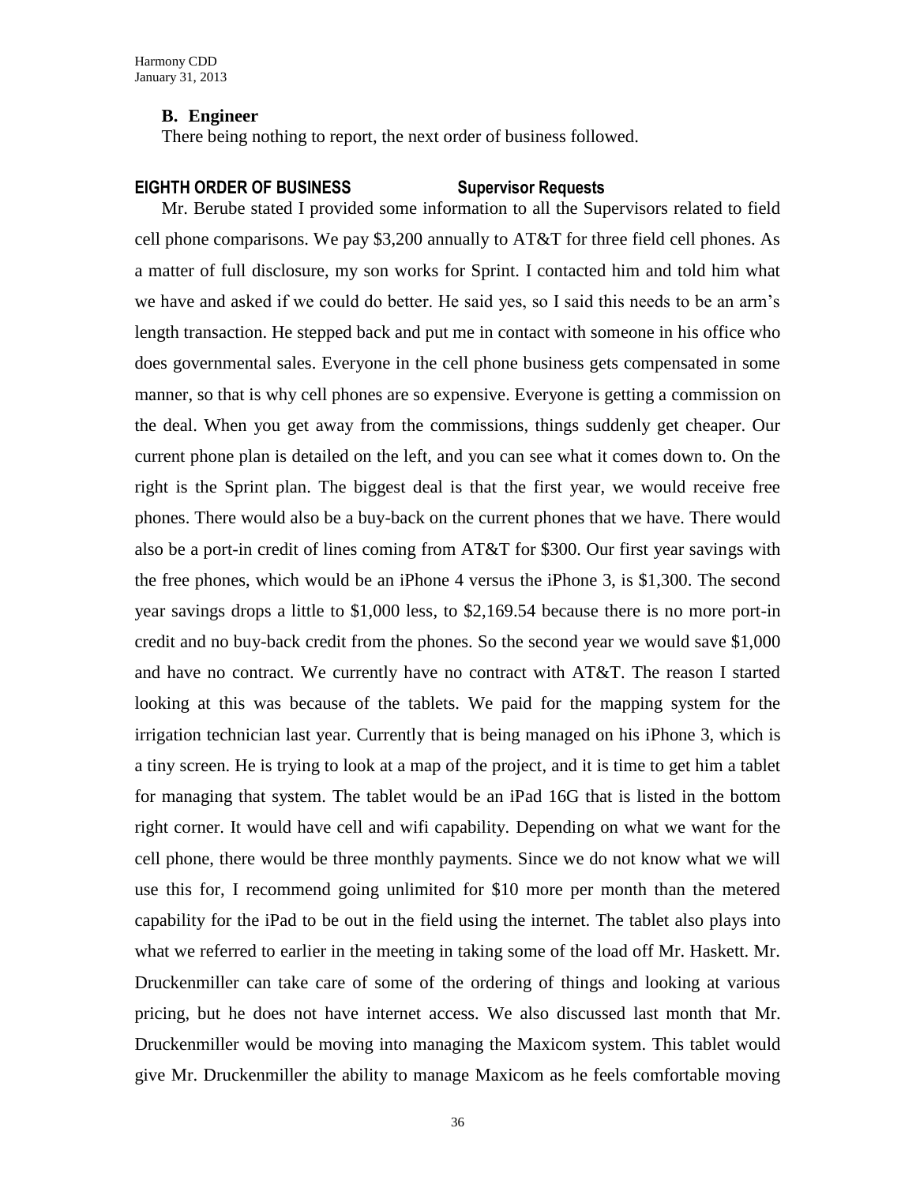**B. Engineer**

There being nothing to report, the next order of business followed.

**EIGHTH ORDER OF BUSINESS Supervisor Requests**

Mr. Berube stated I provided some information to all the Supervisors related to field cell phone comparisons. We pay $3,200 annually to AT&T for three field cell phones. As a matter of full disclosure, my son works for Sprint. I contacted him and told him what we have and asked if we could do better. He said yes, so I said this needs to be an arm's length transaction. He stepped back and put me in contact with someone in his office who does governmental sales. Everyone in the cell phone business gets compensated in some manner, so that is why cell phones are so expensive. Everyone is getting a commission on the deal. When you get away from the commissions, things suddenly get cheaper. Our current phone plan is detailed on the left, and you can see what it comes down to. On the right is the Sprint plan. The biggest deal is that the first year, we would receive free phones. There would also be a buy-back on the current phones that we have. There would also be a port-in credit of lines coming from AT&T for $300. Our first year savings with the free phones, which would be an iPhone 4 versus the iPhone 3, is $1,300. The second year savings drops a little to $1,000 less, to $2,169.54 because there is no more port-in credit and no buy-back credit from the phones. So the second year we would save $1,000 and have no contract. We currently have no contract with AT&T. The reason I started looking at this was because of the tablets. We paid for the mapping system for the irrigation technician last year. Currently that is being managed on his iPhone 3, which is a tiny screen. He is trying to look at a map of the project, and it is time to get him a tablet for managing that system. The tablet would be an iPad 16G that is listed in the bottom right corner. It would have cell and wifi capability. Depending on what we want for the cell phone, there would be three monthly payments. Since we do not know what we will use this for, I recommend going unlimited for $10 more per month than the metered capability for the iPad to be out in the field using the internet. The tablet also plays into what we referred to earlier in the meeting in taking some of the load off Mr. Haskett. Mr. Druckenmiller can take care of some of the ordering of things and looking at various pricing, but he does not have internet access. We also discussed last month that Mr. Druckenmiller would be moving into managing the Maxicom system. This tablet would give Mr. Druckenmiller the ability to manage Maxicom as he feels comfortable moving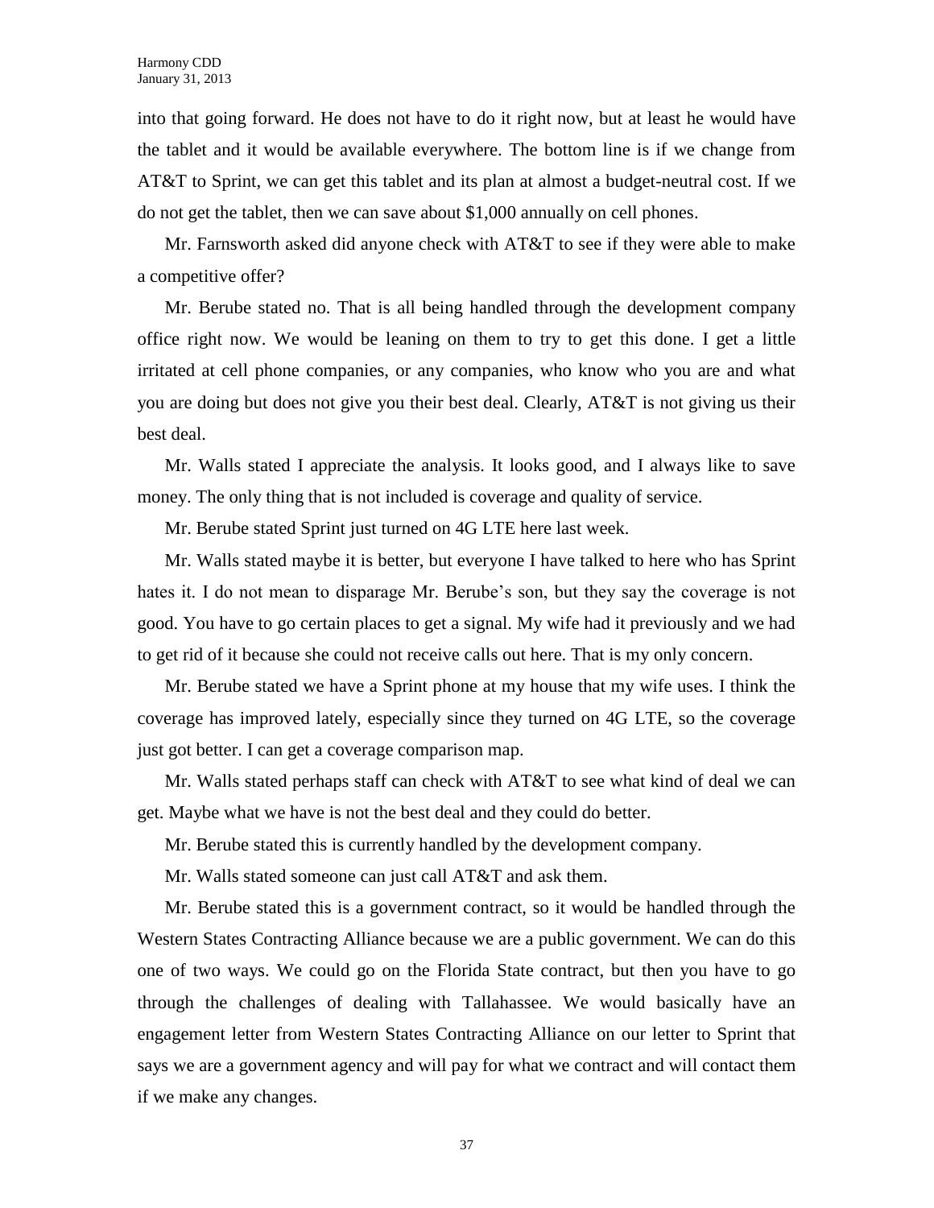into that going forward. He does not have to do it right now, but at least he would have the tablet and it would be available everywhere. The bottom line is if we change from AT&T to Sprint, we can get this tablet and its plan at almost a budget-neutral cost. If we do not get the tablet, then we can save about $1,000 annually on cell phones.

Mr. Farnsworth asked did anyone check with AT&T to see if they were able to make a competitive offer?

Mr. Berube stated no. That is all being handled through the development company office right now. We would be leaning on them to try to get this done. I get a little irritated at cell phone companies, or any companies, who know who you are and what you are doing but does not give you their best deal. Clearly, AT&T is not giving us their best deal.

Mr. Walls stated I appreciate the analysis. It looks good, and I always like to save money. The only thing that is not included is coverage and quality of service.

Mr. Berube stated Sprint just turned on 4G LTE here last week.

Mr. Walls stated maybe it is better, but everyone I have talked to here who has Sprint hates it. I do not mean to disparage Mr. Berube's son, but they say the coverage is not good. You have to go certain places to get a signal. My wife had it previously and we had to get rid of it because she could not receive calls out here. That is my only concern.

Mr. Berube stated we have a Sprint phone at my house that my wife uses. I think the coverage has improved lately, especially since they turned on 4G LTE, so the coverage just got better. I can get a coverage comparison map.

Mr. Walls stated perhaps staff can check with AT&T to see what kind of deal we can get. Maybe what we have is not the best deal and they could do better.

Mr. Berube stated this is currently handled by the development company.

Mr. Walls stated someone can just call AT&T and ask them.

Mr. Berube stated this is a government contract, so it would be handled through the Western States Contracting Alliance because we are a public government. We can do this one of two ways. We could go on the Florida State contract, but then you have to go through the challenges of dealing with Tallahassee. We would basically have an engagement letter from Western States Contracting Alliance on our letter to Sprint that says we are a government agency and will pay for what we contract and will contact them if we make any changes.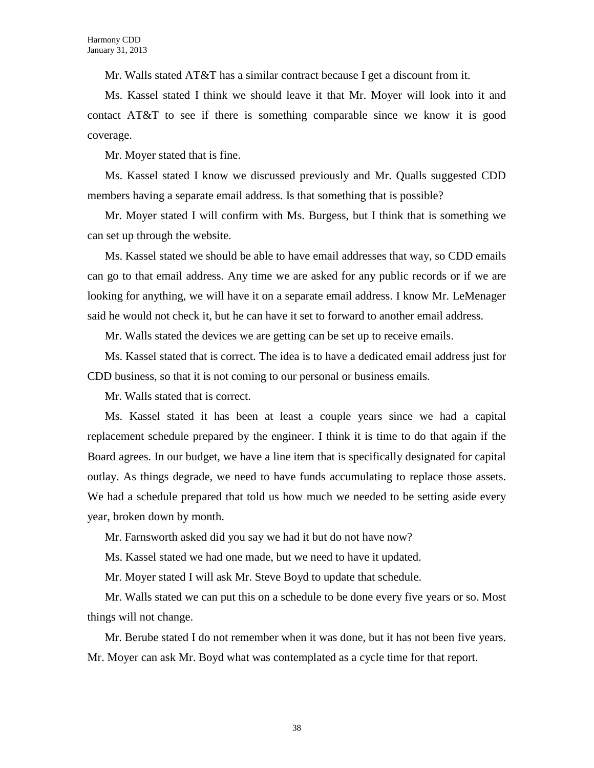Mr. Walls stated AT&T has a similar contract because I get a discount from it.

Ms. Kassel stated I think we should leave it that Mr. Moyer will look into it and contact AT&T to see if there is something comparable since we know it is good coverage.

Mr. Moyer stated that is fine.

Ms. Kassel stated I know we discussed previously and Mr. Qualls suggested CDD members having a separate email address. Is that something that is possible?

Mr. Moyer stated I will confirm with Ms. Burgess, but I think that is something we can set up through the website.

Ms. Kassel stated we should be able to have email addresses that way, so CDD emails can go to that email address. Any time we are asked for any public records or if we are looking for anything, we will have it on a separate email address. I know Mr. LeMenager said he would not check it, but he can have it set to forward to another email address.

Mr. Walls stated the devices we are getting can be set up to receive emails.

Ms. Kassel stated that is correct. The idea is to have a dedicated email address just for CDD business, so that it is not coming to our personal or business emails.

Mr. Walls stated that is correct.

Ms. Kassel stated it has been at least a couple years since we had a capital replacement schedule prepared by the engineer. I think it is time to do that again if the Board agrees. In our budget, we have a line item that is specifically designated for capital outlay. As things degrade, we need to have funds accumulating to replace those assets. We had a schedule prepared that told us how much we needed to be setting aside every year, broken down by month.

Mr. Farnsworth asked did you say we had it but do not have now?

Ms. Kassel stated we had one made, but we need to have it updated.

Mr. Moyer stated I will ask Mr. Steve Boyd to update that schedule.

Mr. Walls stated we can put this on a schedule to be done every five years or so. Most things will not change.

Mr. Berube stated I do not remember when it was done, but it has not been five years. Mr. Moyer can ask Mr. Boyd what was contemplated as a cycle time for that report.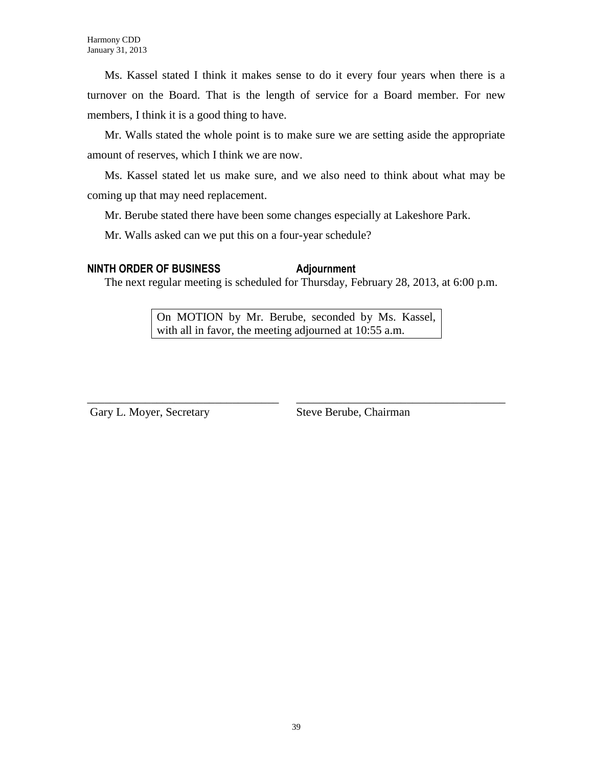Ms. Kassel stated I think it makes sense to do it every four years when there is a turnover on the Board. That is the length of service for a Board member. For new members, I think it is a good thing to have.

Mr. Walls stated the whole point is to make sure we are setting aside the appropriate amount of reserves, which I think we are now.

Ms. Kassel stated let us make sure, and we also need to think about what may be coming up that may need replacement.

Mr. Berube stated there have been some changes especially at Lakeshore Park.

Mr. Walls asked can we put this on a four-year schedule?

**NINTH ORDER OF BUSINESS** **Adjournment**

The next regular meeting is scheduled for Thursday, February 28, 2013, at 6:00 p.m.

On MOTION by Mr. Berube, seconded by Ms. Kassel, with all in favor, the meeting adjourned at 10:55 a.m.

___________________________________ ___________________________________

Gary L. Moyer, Secretary Steve Berube, Chairman